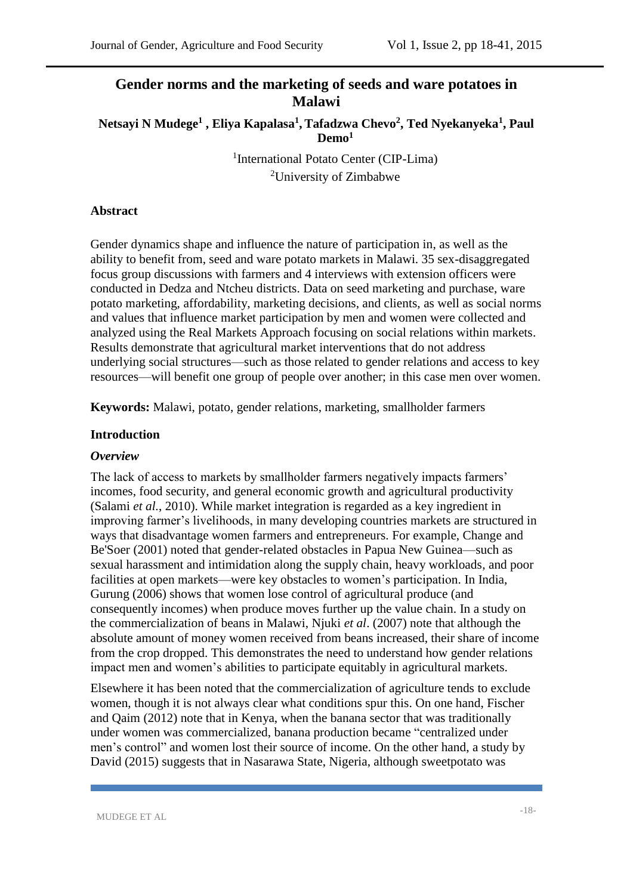# Gender norms and the marketing of seeds and ware potatoes in Malawi

**Netsayi N Mudege[1] , Eliya Kapalasa[1], Tafadzwa Chevo[2], Ted Nyekanyeka[1], Paul Demo[1]**

[1]International Potato Center (CIP-Lima)

[2]University of Zimbabwe

## Abstract

Gender dynamics shape and influence the nature of participation in, as well as the ability to benefit from, seed and ware potato markets in Malawi. 35 sex-disaggregated focus group discussions with farmers and 4 interviews with extension officers were conducted in Dedza and Ntcheu districts. Data on seed marketing and purchase, ware potato marketing, affordability, marketing decisions, and clients, as well as social norms and values that influence market participation by men and women were collected and analyzed using the Real Markets Approach focusing on social relations within markets. Results demonstrate that agricultural market interventions that do not address underlying social structures—such as those related to gender relations and access to key resources—will benefit one group of people over another; in this case men over women.

**Keywords:** Malawi, potato, gender relations, marketing, smallholder farmers

## Introduction

### *Overview*

The lack of access to markets by smallholder farmers negatively impacts farmers' incomes, food security, and general economic growth and agricultural productivity (Salami *et al.*, 2010). While market integration is regarded as a key ingredient in improving farmer's livelihoods, in many developing countries markets are structured in ways that disadvantage women farmers and entrepreneurs. For example, Change and Be'Soer (2001) noted that gender-related obstacles in Papua New Guinea—such as sexual harassment and intimidation along the supply chain, heavy workloads, and poor facilities at open markets—were key obstacles to women's participation. In India, Gurung (2006) shows that women lose control of agricultural produce (and consequently incomes) when produce moves further up the value chain. In a study on the commercialization of beans in Malawi, Njuki *et al*. (2007) note that although the absolute amount of money women received from beans increased, their share of income from the crop dropped. This demonstrates the need to understand how gender relations impact men and women's abilities to participate equitably in agricultural markets.

Elsewhere it has been noted that the commercialization of agriculture tends to exclude women, though it is not always clear what conditions spur this. On one hand, Fischer and Qaim (2012) note that in Kenya, when the banana sector that was traditionally under women was commercialized, banana production became "centralized under men's control" and women lost their source of income. On the other hand, a study by David (2015) suggests that in Nasarawa State, Nigeria, although sweetpotato was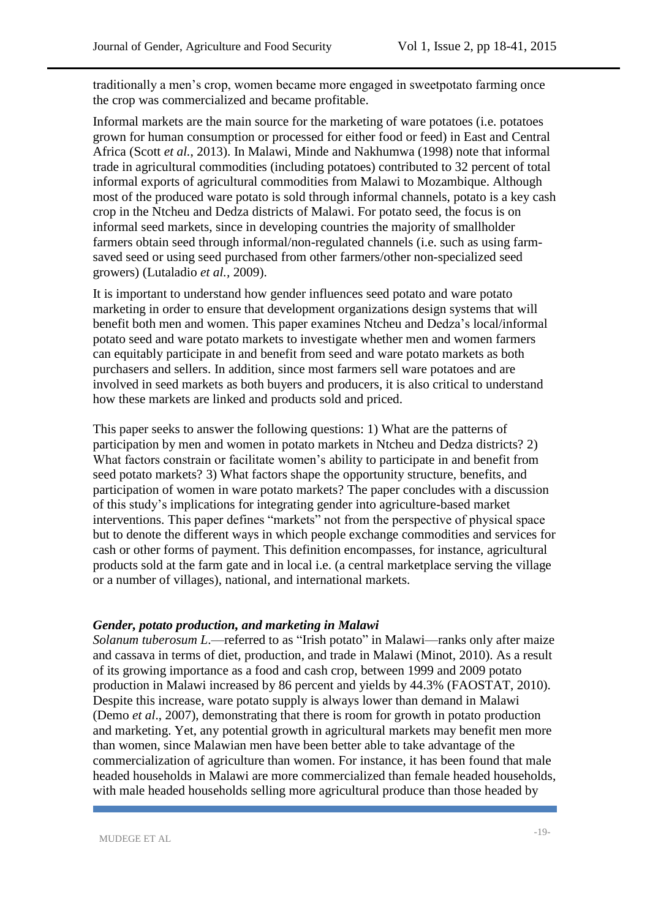traditionally a men's crop, women became more engaged in sweetpotato farming once the crop was commercialized and became profitable.

Informal markets are the main source for the marketing of ware potatoes (i.e. potatoes grown for human consumption or processed for either food or feed) in East and Central Africa (Scott *et al.*, 2013). In Malawi, Minde and Nakhumwa (1998) note that informal trade in agricultural commodities (including potatoes) contributed to 32 percent of total informal exports of agricultural commodities from Malawi to Mozambique. Although most of the produced ware potato is sold through informal channels, potato is a key cash crop in the Ntcheu and Dedza districts of Malawi. For potato seed, the focus is on informal seed markets, since in developing countries the majority of smallholder farmers obtain seed through informal/non-regulated channels (i.e. such as using farm-saved seed or using seed purchased from other farmers/other non-specialized seed growers) (Lutaladio *et al.*, 2009).

It is important to understand how gender influences seed potato and ware potato marketing in order to ensure that development organizations design systems that will benefit both men and women. This paper examines Ntcheu and Dedza's local/informal potato seed and ware potato markets to investigate whether men and women farmers can equitably participate in and benefit from seed and ware potato markets as both purchasers and sellers. In addition, since most farmers sell ware potatoes and are involved in seed markets as both buyers and producers, it is also critical to understand how these markets are linked and products sold and priced.

This paper seeks to answer the following questions: 1) What are the patterns of participation by men and women in potato markets in Ntcheu and Dedza districts? 2) What factors constrain or facilitate women's ability to participate in and benefit from seed potato markets? 3) What factors shape the opportunity structure, benefits, and participation of women in ware potato markets? The paper concludes with a discussion of this study's implications for integrating gender into agriculture-based market interventions. This paper defines "markets" not from the perspective of physical space but to denote the different ways in which people exchange commodities and services for cash or other forms of payment. This definition encompasses, for instance, agricultural products sold at the farm gate and in local i.e. (a central marketplace serving the village or a number of villages), national, and international markets.

### *Gender, potato production, and marketing in Malawi*

*Solanum tuberosum L.*—referred to as "Irish potato" in Malawi—ranks only after maize and cassava in terms of diet, production, and trade in Malawi (Minot, 2010). As a result of its growing importance as a food and cash crop, between 1999 and 2009 potato production in Malawi increased by 86 percent and yields by 44.3% (FAOSTAT, 2010). Despite this increase, ware potato supply is always lower than demand in Malawi (Demo *et al*., 2007), demonstrating that there is room for growth in potato production and marketing. Yet, any potential growth in agricultural markets may benefit men more than women, since Malawian men have been better able to take advantage of the commercialization of agriculture than women. For instance, it has been found that male headed households in Malawi are more commercialized than female headed households, with male headed households selling more agricultural produce than those headed by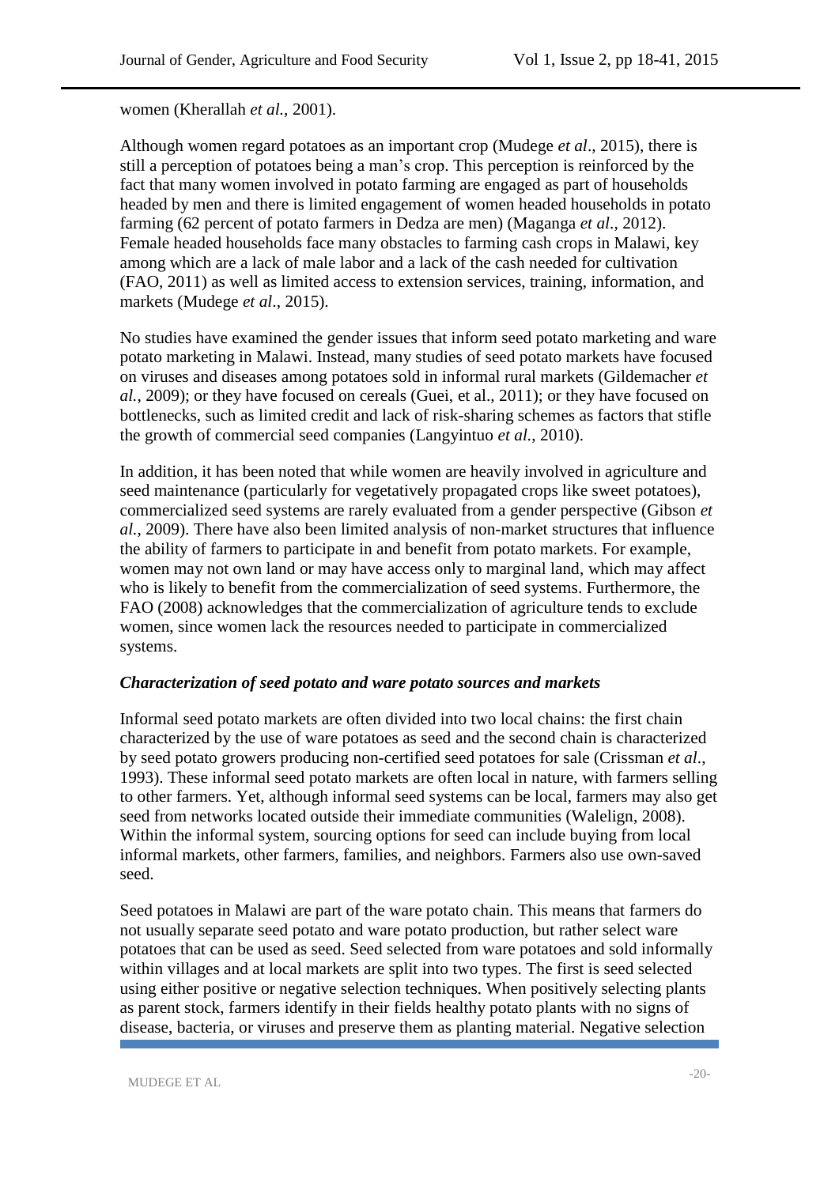women (Kherallah *et al.*, 2001).

Although women regard potatoes as an important crop (Mudege *et al*., 2015), there is still a perception of potatoes being a man's crop. This perception is reinforced by the fact that many women involved in potato farming are engaged as part of households headed by men and there is limited engagement of women headed households in potato farming (62 percent of potato farmers in Dedza are men) (Maganga *et al*., 2012). Female headed households face many obstacles to farming cash crops in Malawi, key among which are a lack of male labor and a lack of the cash needed for cultivation (FAO, 2011) as well as limited access to extension services, training, information, and markets (Mudege *et al*., 2015).

No studies have examined the gender issues that inform seed potato marketing and ware potato marketing in Malawi. Instead, many studies of seed potato markets have focused on viruses and diseases among potatoes sold in informal rural markets (Gildemacher *et al.*, 2009); or they have focused on cereals (Guei, et al., 2011); or they have focused on bottlenecks, such as limited credit and lack of risk-sharing schemes as factors that stifle the growth of commercial seed companies (Langyintuo *et al.*, 2010).

In addition, it has been noted that while women are heavily involved in agriculture and seed maintenance (particularly for vegetatively propagated crops like sweet potatoes), commercialized seed systems are rarely evaluated from a gender perspective (Gibson *et al.*, 2009). There have also been limited analysis of non-market structures that influence the ability of farmers to participate in and benefit from potato markets. For example, women may not own land or may have access only to marginal land, which may affect who is likely to benefit from the commercialization of seed systems. Furthermore, the FAO (2008) acknowledges that the commercialization of agriculture tends to exclude women, since women lack the resources needed to participate in commercialized systems.

### *Characterization of seed potato and ware potato sources and markets*

Informal seed potato markets are often divided into two local chains: the first chain characterized by the use of ware potatoes as seed and the second chain is characterized by seed potato growers producing non-certified seed potatoes for sale (Crissman *et al*., 1993). These informal seed potato markets are often local in nature, with farmers selling to other farmers. Yet, although informal seed systems can be local, farmers may also get seed from networks located outside their immediate communities (Walelign, 2008). Within the informal system, sourcing options for seed can include buying from local informal markets, other farmers, families, and neighbors. Farmers also use own-saved seed.

Seed potatoes in Malawi are part of the ware potato chain. This means that farmers do not usually separate seed potato and ware potato production, but rather select ware potatoes that can be used as seed. Seed selected from ware potatoes and sold informally within villages and at local markets are split into two types. The first is seed selected using either positive or negative selection techniques. When positively selecting plants as parent stock, farmers identify in their fields healthy potato plants with no signs of disease, bacteria, or viruses and preserve them as planting material. Negative selection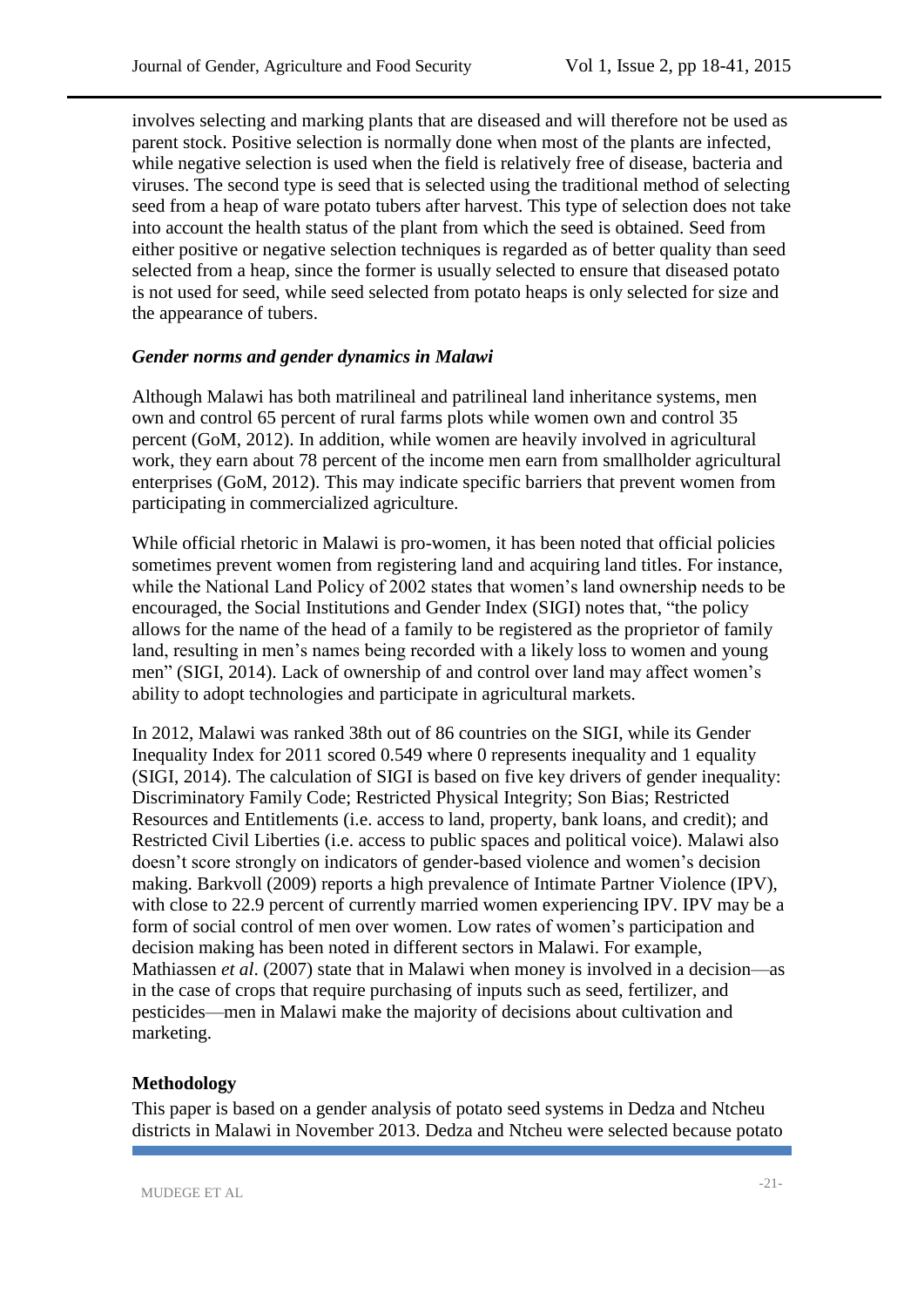involves selecting and marking plants that are diseased and will therefore not be used as parent stock. Positive selection is normally done when most of the plants are infected, while negative selection is used when the field is relatively free of disease, bacteria and viruses. The second type is seed that is selected using the traditional method of selecting seed from a heap of ware potato tubers after harvest. This type of selection does not take into account the health status of the plant from which the seed is obtained. Seed from either positive or negative selection techniques is regarded as of better quality than seed selected from a heap, since the former is usually selected to ensure that diseased potato is not used for seed, while seed selected from potato heaps is only selected for size and the appearance of tubers.

### *Gender norms and gender dynamics in Malawi*

Although Malawi has both matrilineal and patrilineal land inheritance systems, men own and control 65 percent of rural farms plots while women own and control 35 percent (GoM, 2012). In addition, while women are heavily involved in agricultural work, they earn about 78 percent of the income men earn from smallholder agricultural enterprises (GoM, 2012). This may indicate specific barriers that prevent women from participating in commercialized agriculture.

While official rhetoric in Malawi is pro-women, it has been noted that official policies sometimes prevent women from registering land and acquiring land titles. For instance, while the National Land Policy of 2002 states that women's land ownership needs to be encouraged, the Social Institutions and Gender Index (SIGI) notes that, "the policy allows for the name of the head of a family to be registered as the proprietor of family land, resulting in men's names being recorded with a likely loss to women and young men" (SIGI, 2014). Lack of ownership of and control over land may affect women's ability to adopt technologies and participate in agricultural markets.

In 2012, Malawi was ranked 38th out of 86 countries on the SIGI, while its Gender Inequality Index for 2011 scored 0.549 where 0 represents inequality and 1 equality (SIGI, 2014). The calculation of SIGI is based on five key drivers of gender inequality: Discriminatory Family Code; Restricted Physical Integrity; Son Bias; Restricted Resources and Entitlements (i.e. access to land, property, bank loans, and credit); and Restricted Civil Liberties (i.e. access to public spaces and political voice). Malawi also doesn't score strongly on indicators of gender-based violence and women's decision making. Barkvoll (2009) reports a high prevalence of Intimate Partner Violence (IPV), with close to 22.9 percent of currently married women experiencing IPV. IPV may be a form of social control of men over women. Low rates of women's participation and decision making has been noted in different sectors in Malawi. For example, Mathiassen *et al*. (2007) state that in Malawi when money is involved in a decision—as in the case of crops that require purchasing of inputs such as seed, fertilizer, and pesticides—men in Malawi make the majority of decisions about cultivation and marketing.

## **Methodology**

This paper is based on a gender analysis of potato seed systems in Dedza and Ntcheu districts in Malawi in November 2013. Dedza and Ntcheu were selected because potato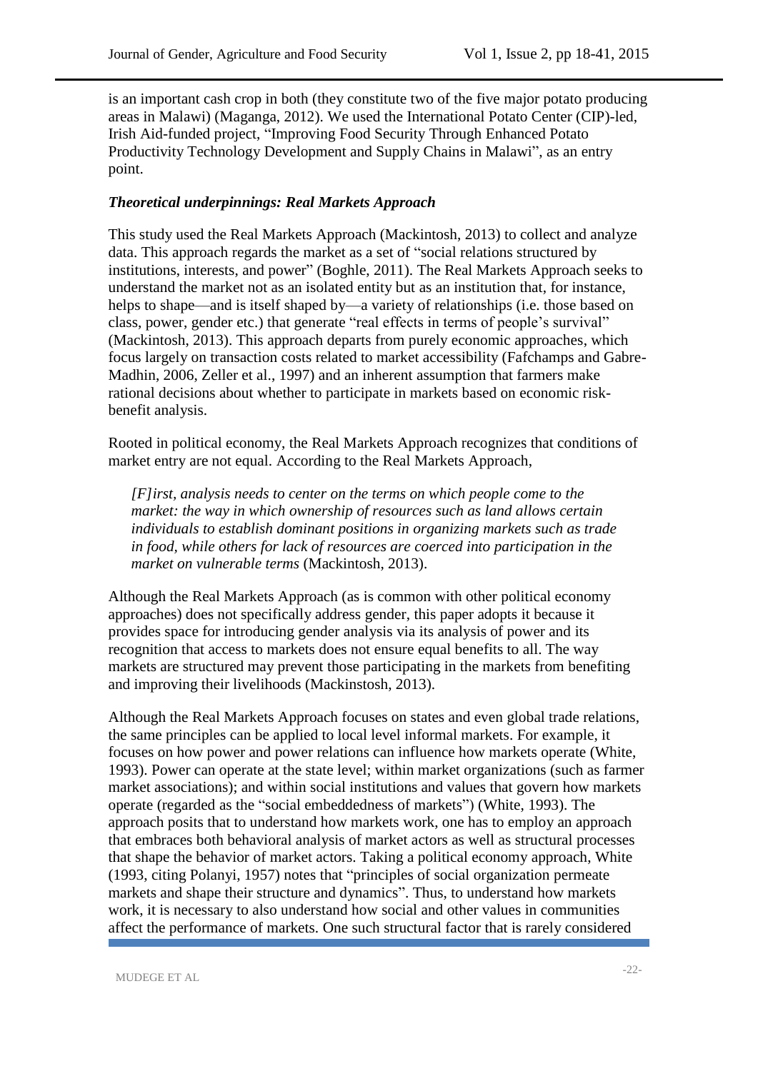is an important cash crop in both (they constitute two of the five major potato producing areas in Malawi) (Maganga, 2012). We used the International Potato Center (CIP)-led, Irish Aid-funded project, "Improving Food Security Through Enhanced Potato Productivity Technology Development and Supply Chains in Malawi", as an entry point.

### *Theoretical underpinnings: Real Markets Approach*

This study used the Real Markets Approach (Mackintosh, 2013) to collect and analyze data. This approach regards the market as a set of "social relations structured by institutions, interests, and power" (Boghle, 2011). The Real Markets Approach seeks to understand the market not as an isolated entity but as an institution that, for instance, helps to shape—and is itself shaped by—a variety of relationships (i.e. those based on class, power, gender etc.) that generate "real effects in terms of people's survival" (Mackintosh, 2013). This approach departs from purely economic approaches, which focus largely on transaction costs related to market accessibility (Fafchamps and Gabre-Madhin, 2006, Zeller et al., 1997) and an inherent assumption that farmers make rational decisions about whether to participate in markets based on economic risk-benefit analysis.

Rooted in political economy, the Real Markets Approach recognizes that conditions of market entry are not equal. According to the Real Markets Approach,

> *[F]irst, analysis needs to center on the terms on which people come to the market: the way in which ownership of resources such as land allows certain individuals to establish dominant positions in organizing markets such as trade in food, while others for lack of resources are coerced into participation in the market on vulnerable terms* (Mackintosh, 2013).

Although the Real Markets Approach (as is common with other political economy approaches) does not specifically address gender, this paper adopts it because it provides space for introducing gender analysis via its analysis of power and its recognition that access to markets does not ensure equal benefits to all. The way markets are structured may prevent those participating in the markets from benefiting and improving their livelihoods (Mackinstosh, 2013).

Although the Real Markets Approach focuses on states and even global trade relations, the same principles can be applied to local level informal markets. For example, it focuses on how power and power relations can influence how markets operate (White, 1993). Power can operate at the state level; within market organizations (such as farmer market associations); and within social institutions and values that govern how markets operate (regarded as the "social embeddedness of markets") (White, 1993). The approach posits that to understand how markets work, one has to employ an approach that embraces both behavioral analysis of market actors as well as structural processes that shape the behavior of market actors. Taking a political economy approach, White (1993, citing Polanyi, 1957) notes that "principles of social organization permeate markets and shape their structure and dynamics". Thus, to understand how markets work, it is necessary to also understand how social and other values in communities affect the performance of markets. One such structural factor that is rarely considered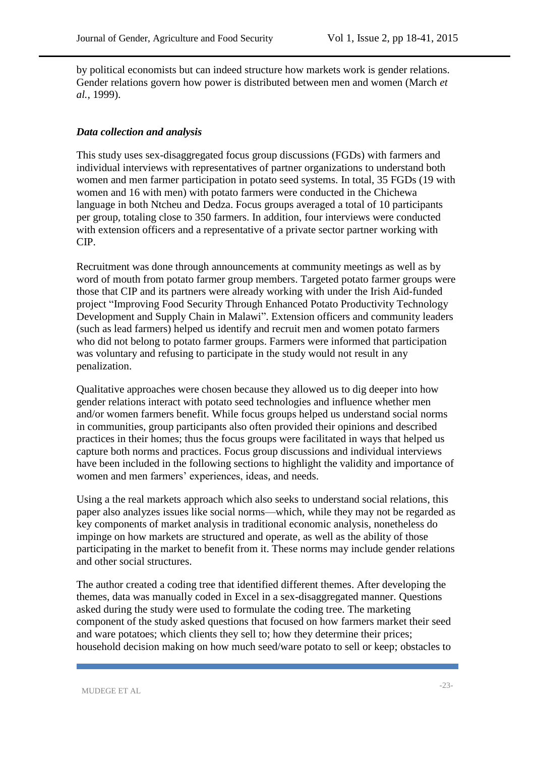by political economists but can indeed structure how markets work is gender relations. Gender relations govern how power is distributed between men and women (March *et al.*, 1999).

### *Data collection and analysis*

This study uses sex-disaggregated focus group discussions (FGDs) with farmers and individual interviews with representatives of partner organizations to understand both women and men farmer participation in potato seed systems. In total, 35 FGDs (19 with women and 16 with men) with potato farmers were conducted in the Chichewa language in both Ntcheu and Dedza. Focus groups averaged a total of 10 participants per group, totaling close to 350 farmers. In addition, four interviews were conducted with extension officers and a representative of a private sector partner working with CIP.

Recruitment was done through announcements at community meetings as well as by word of mouth from potato farmer group members. Targeted potato farmer groups were those that CIP and its partners were already working with under the Irish Aid-funded project "Improving Food Security Through Enhanced Potato Productivity Technology Development and Supply Chain in Malawi". Extension officers and community leaders (such as lead farmers) helped us identify and recruit men and women potato farmers who did not belong to potato farmer groups. Farmers were informed that participation was voluntary and refusing to participate in the study would not result in any penalization.

Qualitative approaches were chosen because they allowed us to dig deeper into how gender relations interact with potato seed technologies and influence whether men and/or women farmers benefit. While focus groups helped us understand social norms in communities, group participants also often provided their opinions and described practices in their homes; thus the focus groups were facilitated in ways that helped us capture both norms and practices. Focus group discussions and individual interviews have been included in the following sections to highlight the validity and importance of women and men farmers' experiences, ideas, and needs.

Using a the real markets approach which also seeks to understand social relations, this paper also analyzes issues like social norms—which, while they may not be regarded as key components of market analysis in traditional economic analysis, nonetheless do impinge on how markets are structured and operate, as well as the ability of those participating in the market to benefit from it. These norms may include gender relations and other social structures.

The author created a coding tree that identified different themes. After developing the themes, data was manually coded in Excel in a sex-disaggregated manner. Questions asked during the study were used to formulate the coding tree. The marketing component of the study asked questions that focused on how farmers market their seed and ware potatoes; which clients they sell to; how they determine their prices; household decision making on how much seed/ware potato to sell or keep; obstacles to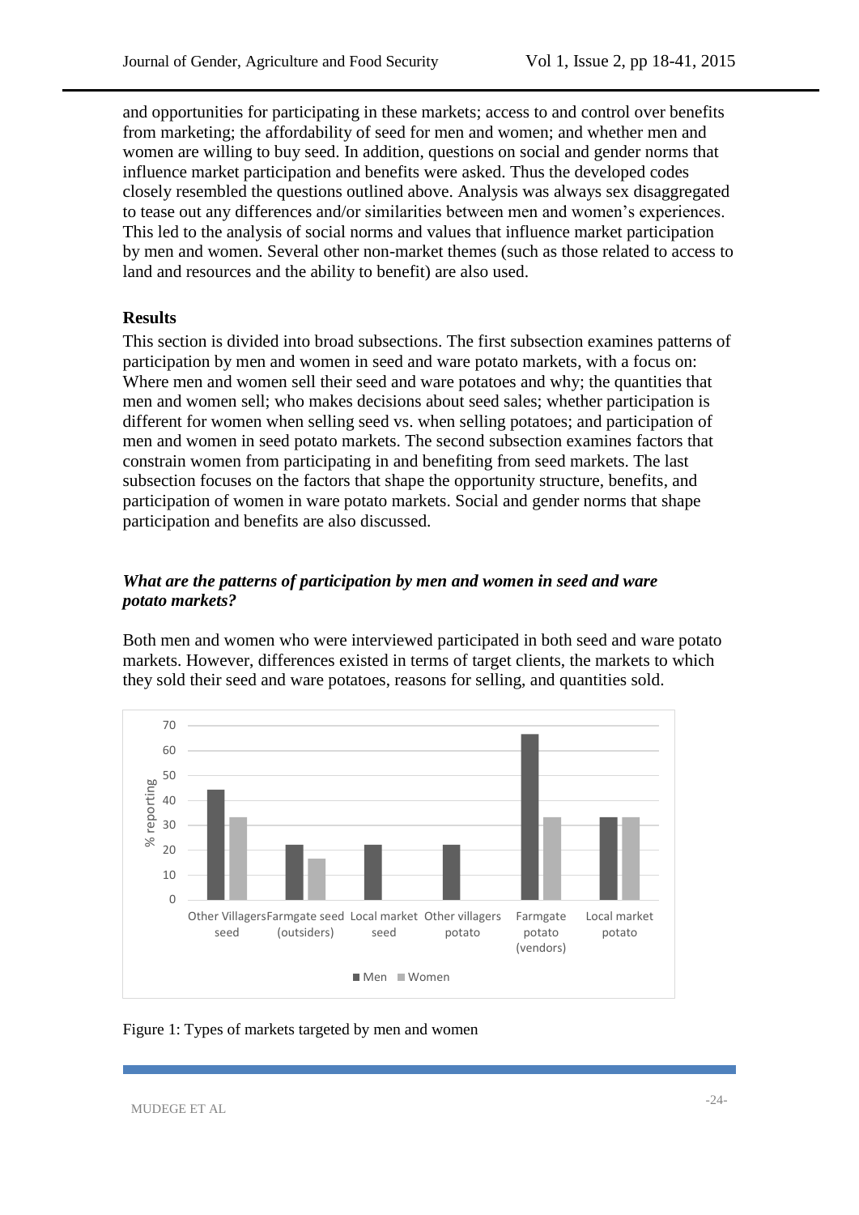and opportunities for participating in these markets; access to and control over benefits from marketing; the affordability of seed for men and women; and whether men and women are willing to buy seed. In addition, questions on social and gender norms that influence market participation and benefits were asked. Thus the developed codes closely resembled the questions outlined above. Analysis was always sex disaggregated to tease out any differences and/or similarities between men and women's experiences. This led to the analysis of social norms and values that influence market participation by men and women. Several other non-market themes (such as those related to access to land and resources and the ability to benefit) are also used.

## Results

This section is divided into broad subsections. The first subsection examines patterns of participation by men and women in seed and ware potato markets, with a focus on: Where men and women sell their seed and ware potatoes and why; the quantities that men and women sell; who makes decisions about seed sales; whether participation is different for women when selling seed vs. when selling potatoes; and participation of men and women in seed potato markets. The second subsection examines factors that constrain women from participating in and benefiting from seed markets. The last subsection focuses on the factors that shape the opportunity structure, benefits, and participation of women in ware potato markets. Social and gender norms that shape participation and benefits are also discussed.

### *What are the patterns of participation by men and women in seed and ware potato markets?*

Both men and women who were interviewed participated in both seed and ware potato markets. However, differences existed in terms of target clients, the markets to which they sold their seed and ware potatoes, reasons for selling, and quantities sold.

Figure 1: Types of markets targeted by men and women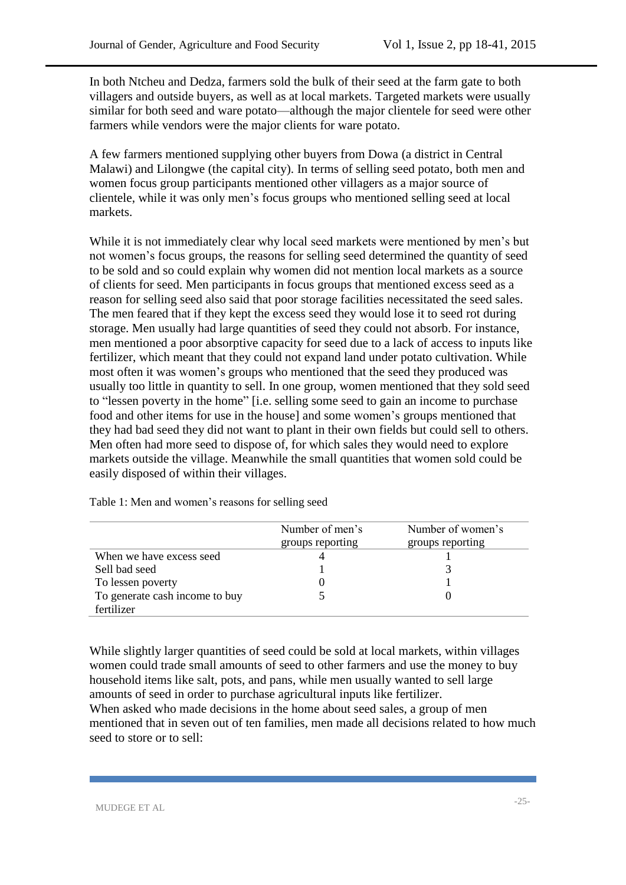In both Ntcheu and Dedza, farmers sold the bulk of their seed at the farm gate to both villagers and outside buyers, as well as at local markets. Targeted markets were usually similar for both seed and ware potato—although the major clientele for seed were other farmers while vendors were the major clients for ware potato.

A few farmers mentioned supplying other buyers from Dowa (a district in Central Malawi) and Lilongwe (the capital city). In terms of selling seed potato, both men and women focus group participants mentioned other villagers as a major source of clientele, while it was only men's focus groups who mentioned selling seed at local markets.

While it is not immediately clear why local seed markets were mentioned by men's but not women's focus groups, the reasons for selling seed determined the quantity of seed to be sold and so could explain why women did not mention local markets as a source of clients for seed. Men participants in focus groups that mentioned excess seed as a reason for selling seed also said that poor storage facilities necessitated the seed sales. The men feared that if they kept the excess seed they would lose it to seed rot during storage. Men usually had large quantities of seed they could not absorb. For instance, men mentioned a poor absorptive capacity for seed due to a lack of access to inputs like fertilizer, which meant that they could not expand land under potato cultivation. While most often it was women's groups who mentioned that the seed they produced was usually too little in quantity to sell. In one group, women mentioned that they sold seed to "lessen poverty in the home" [i.e. selling some seed to gain an income to purchase food and other items for use in the house] and some women's groups mentioned that they had bad seed they did not want to plant in their own fields but could sell to others. Men often had more seed to dispose of, for which sales they would need to explore markets outside the village. Meanwhile the small quantities that women sold could be easily disposed of within their villages.

Table 1: Men and women's reasons for selling seed

| | Number of men's groups reporting | Number of women's groups reporting |
|---|---|---|
| When we have excess seed | 4 | 1 |
| Sell bad seed | 1 | 3 |
| To lessen poverty | 0 | 1 |
| To generate cash income to buy fertilizer | 5 | 0 |

While slightly larger quantities of seed could be sold at local markets, within villages women could trade small amounts of seed to other farmers and use the money to buy household items like salt, pots, and pans, while men usually wanted to sell large amounts of seed in order to purchase agricultural inputs like fertilizer.
When asked who made decisions in the home about seed sales, a group of men mentioned that in seven out of ten families, men made all decisions related to how much seed to store or to sell: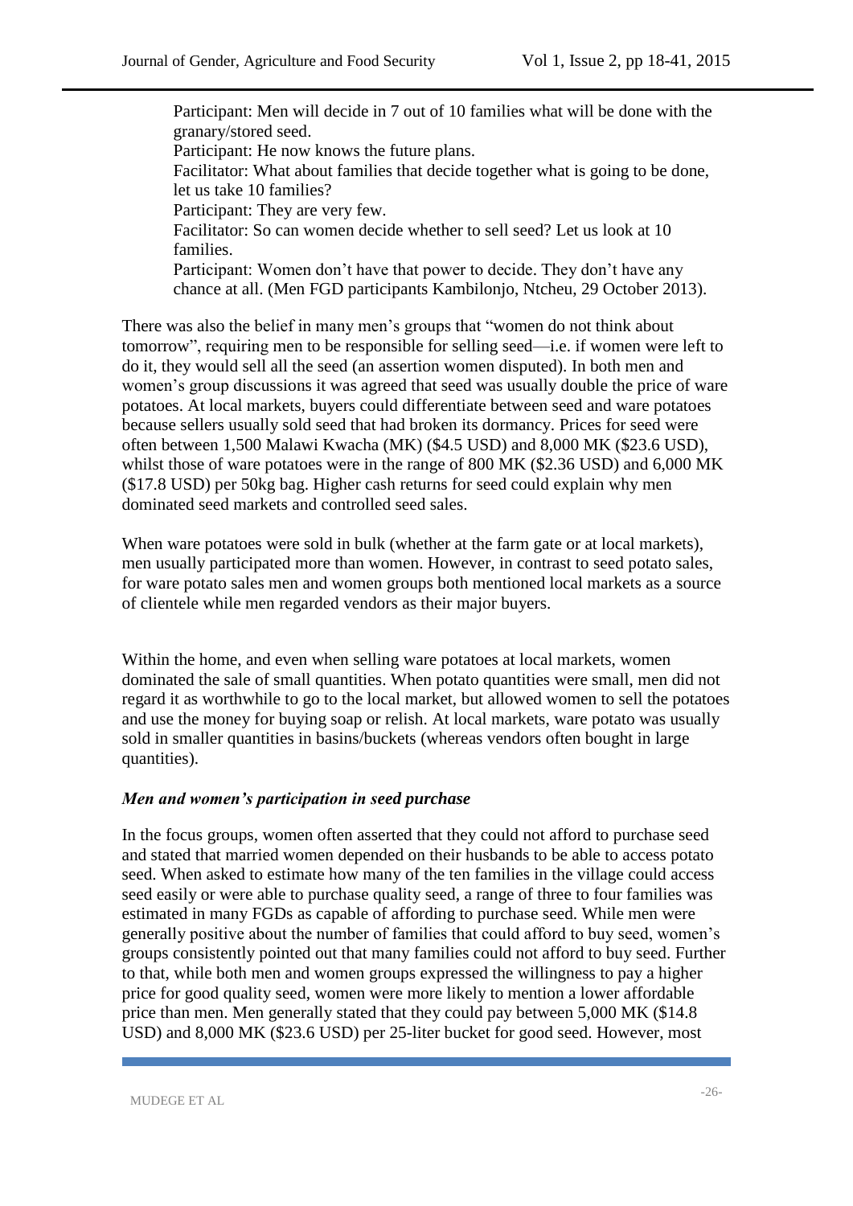> Participant: Men will decide in 7 out of 10 families what will be done with the granary/stored seed.
> Participant: He now knows the future plans.
> Facilitator: What about families that decide together what is going to be done, let us take 10 families?
> Participant: They are very few.
> Facilitator: So can women decide whether to sell seed? Let us look at 10 families.
> Participant: Women don't have that power to decide. They don't have any chance at all. (Men FGD participants Kambilonjo, Ntcheu, 29 October 2013).

There was also the belief in many men's groups that "women do not think about tomorrow", requiring men to be responsible for selling seed—i.e. if women were left to do it, they would sell all the seed (an assertion women disputed). In both men and women's group discussions it was agreed that seed was usually double the price of ware potatoes. At local markets, buyers could differentiate between seed and ware potatoes because sellers usually sold seed that had broken its dormancy. Prices for seed were often between 1,500 Malawi Kwacha (MK) ($4.5 USD) and 8,000 MK ($23.6 USD), whilst those of ware potatoes were in the range of 800 MK ($2.36 USD) and 6,000 MK ($17.8 USD) per 50kg bag. Higher cash returns for seed could explain why men dominated seed markets and controlled seed sales.

When ware potatoes were sold in bulk (whether at the farm gate or at local markets), men usually participated more than women. However, in contrast to seed potato sales, for ware potato sales men and women groups both mentioned local markets as a source of clientele while men regarded vendors as their major buyers.

Within the home, and even when selling ware potatoes at local markets, women dominated the sale of small quantities. When potato quantities were small, men did not regard it as worthwhile to go to the local market, but allowed women to sell the potatoes and use the money for buying soap or relish. At local markets, ware potato was usually sold in smaller quantities in basins/buckets (whereas vendors often bought in large quantities).

### *Men and women's participation in seed purchase*

In the focus groups, women often asserted that they could not afford to purchase seed and stated that married women depended on their husbands to be able to access potato seed. When asked to estimate how many of the ten families in the village could access seed easily or were able to purchase quality seed, a range of three to four families was estimated in many FGDs as capable of affording to purchase seed. While men were generally positive about the number of families that could afford to buy seed, women's groups consistently pointed out that many families could not afford to buy seed. Further to that, while both men and women groups expressed the willingness to pay a higher price for good quality seed, women were more likely to mention a lower affordable price than men. Men generally stated that they could pay between 5,000 MK ($14.8 USD) and 8,000 MK ($23.6 USD) per 25-liter bucket for good seed. However, most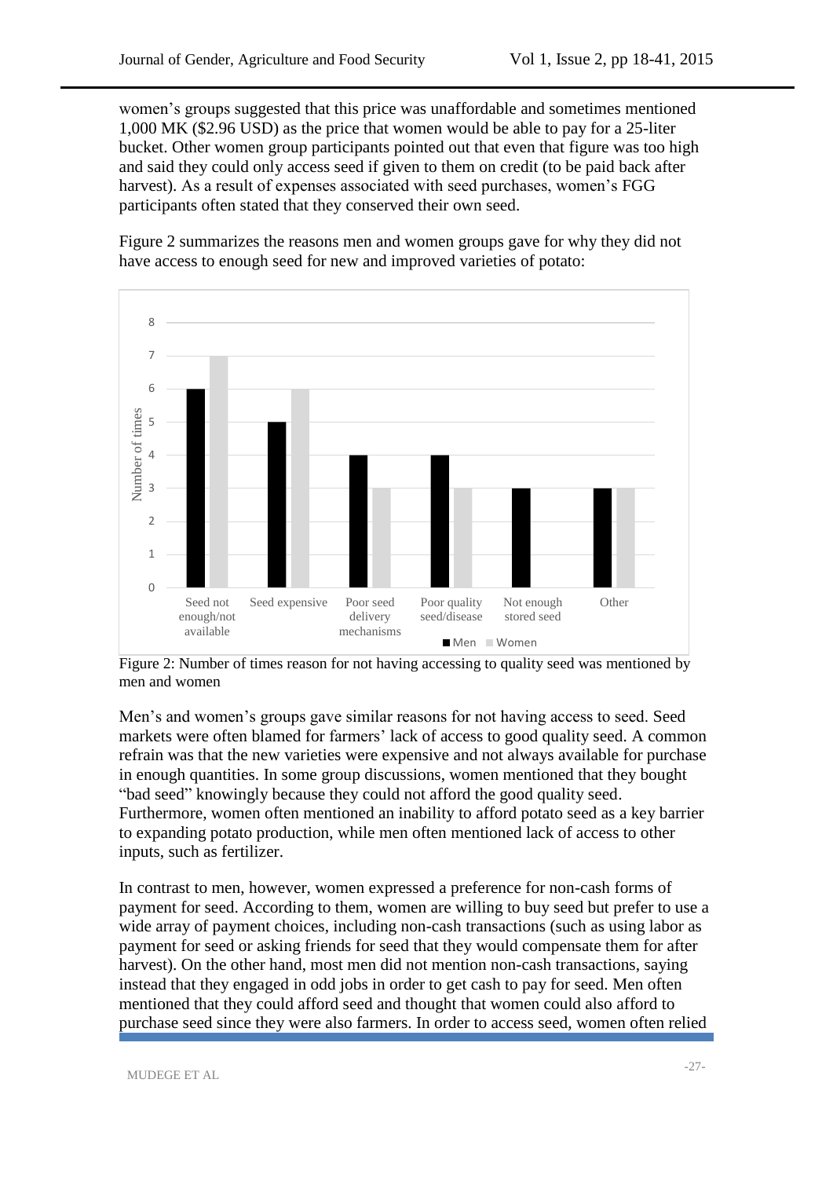women's groups suggested that this price was unaffordable and sometimes mentioned 1,000 MK ($2.96 USD) as the price that women would be able to pay for a 25-liter bucket. Other women group participants pointed out that even that figure was too high and said they could only access seed if given to them on credit (to be paid back after harvest). As a result of expenses associated with seed purchases, women's FGG participants often stated that they conserved their own seed.

Figure 2 summarizes the reasons men and women groups gave for why they did not have access to enough seed for new and improved varieties of potato:

| Reason | Men | Women |
|---|---|---|
| Seed not enough/not available | 6 | 7 |
| Seed expensive | 5 | 6 |
| Poor seed delivery mechanisms | 4 | 3 |
| Poor quality seed/disease | 4 | 3 |
| Not enough stored seed | 3 | 0 |
| Other | 3 | 3 |

Figure 2: Number of times reason for not having accessing to quality seed was mentioned by men and women

Men's and women's groups gave similar reasons for not having access to seed. Seed markets were often blamed for farmers' lack of access to good quality seed. A common refrain was that the new varieties were expensive and not always available for purchase in enough quantities. In some group discussions, women mentioned that they bought "bad seed" knowingly because they could not afford the good quality seed. Furthermore, women often mentioned an inability to afford potato seed as a key barrier to expanding potato production, while men often mentioned lack of access to other inputs, such as fertilizer.

In contrast to men, however, women expressed a preference for non-cash forms of payment for seed. According to them, women are willing to buy seed but prefer to use a wide array of payment choices, including non-cash transactions (such as using labor as payment for seed or asking friends for seed that they would compensate them for after harvest). On the other hand, most men did not mention non-cash transactions, saying instead that they engaged in odd jobs in order to get cash to pay for seed. Men often mentioned that they could afford seed and thought that women could also afford to purchase seed since they were also farmers. In order to access seed, women often relied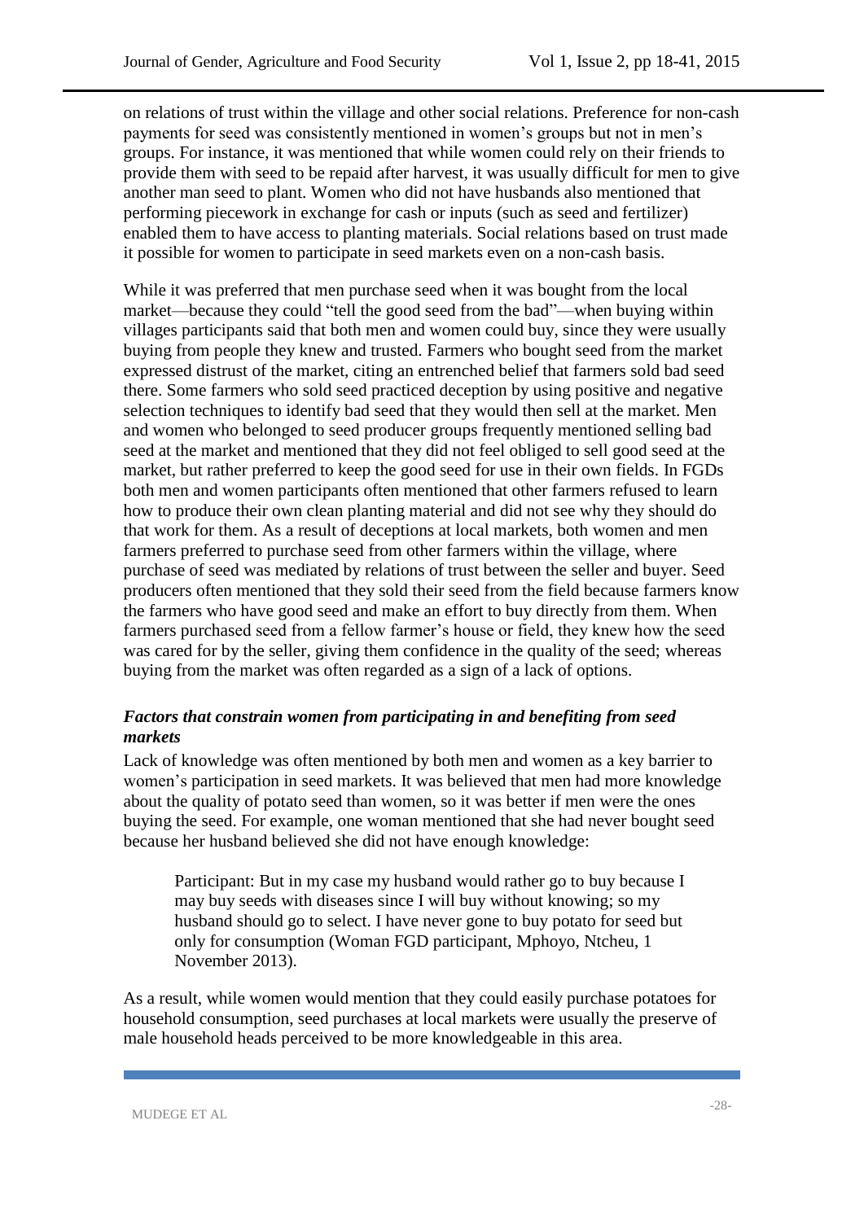on relations of trust within the village and other social relations. Preference for non-cash payments for seed was consistently mentioned in women's groups but not in men's groups. For instance, it was mentioned that while women could rely on their friends to provide them with seed to be repaid after harvest, it was usually difficult for men to give another man seed to plant. Women who did not have husbands also mentioned that performing piecework in exchange for cash or inputs (such as seed and fertilizer) enabled them to have access to planting materials. Social relations based on trust made it possible for women to participate in seed markets even on a non-cash basis.

While it was preferred that men purchase seed when it was bought from the local market—because they could "tell the good seed from the bad"—when buying within villages participants said that both men and women could buy, since they were usually buying from people they knew and trusted. Farmers who bought seed from the market expressed distrust of the market, citing an entrenched belief that farmers sold bad seed there. Some farmers who sold seed practiced deception by using positive and negative selection techniques to identify bad seed that they would then sell at the market. Men and women who belonged to seed producer groups frequently mentioned selling bad seed at the market and mentioned that they did not feel obliged to sell good seed at the market, but rather preferred to keep the good seed for use in their own fields. In FGDs both men and women participants often mentioned that other farmers refused to learn how to produce their own clean planting material and did not see why they should do that work for them. As a result of deceptions at local markets, both women and men farmers preferred to purchase seed from other farmers within the village, where purchase of seed was mediated by relations of trust between the seller and buyer. Seed producers often mentioned that they sold their seed from the field because farmers know the farmers who have good seed and make an effort to buy directly from them. When farmers purchased seed from a fellow farmer's house or field, they knew how the seed was cared for by the seller, giving them confidence in the quality of the seed; whereas buying from the market was often regarded as a sign of a lack of options.

### *Factors that constrain women from participating in and benefiting from seed markets*

Lack of knowledge was often mentioned by both men and women as a key barrier to women's participation in seed markets. It was believed that men had more knowledge about the quality of potato seed than women, so it was better if men were the ones buying the seed. For example, one woman mentioned that she had never bought seed because her husband believed she did not have enough knowledge:

> Participant: But in my case my husband would rather go to buy because I may buy seeds with diseases since I will buy without knowing; so my husband should go to select. I have never gone to buy potato for seed but only for consumption (Woman FGD participant, Mphoyo, Ntcheu, 1 November 2013).

As a result, while women would mention that they could easily purchase potatoes for household consumption, seed purchases at local markets were usually the preserve of male household heads perceived to be more knowledgeable in this area.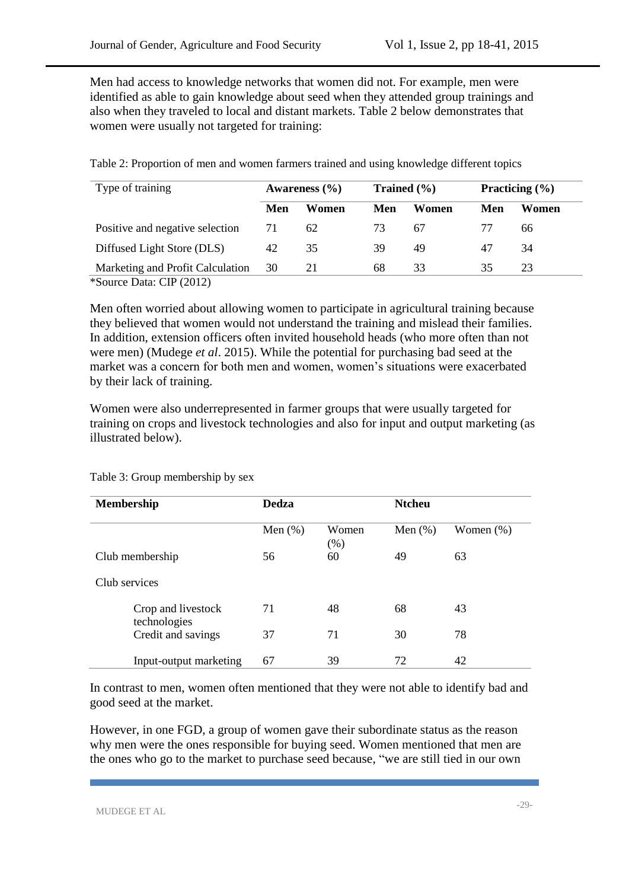Men had access to knowledge networks that women did not. For example, men were identified as able to gain knowledge about seed when they attended group trainings and also when they traveled to local and distant markets. Table 2 below demonstrates that women were usually not targeted for training:

Table 2: Proportion of men and women farmers trained and using knowledge different topics

| Type of training | Awareness (%) | | Trained (%) | | Practicing (%) | |
|---|---|---|---|---|---|---|
| | **Men** | **Women** | **Men** | **Women** | **Men** | **Women** |
| Positive and negative selection | 71 | 62 | 73 | 67 | 77 | 66 |
| Diffused Light Store (DLS) | 42 | 35 | 39 | 49 | 47 | 34 |
| Marketing and Profit Calculation | 30 | 21 | 68 | 33 | 35 | 23 |

*Source Data: CIP (2012)

Men often worried about allowing women to participate in agricultural training because they believed that women would not understand the training and mislead their families. In addition, extension officers often invited household heads (who more often than not were men) (Mudege *et al*. 2015). While the potential for purchasing bad seed at the market was a concern for both men and women, women's situations were exacerbated by their lack of training.

Women were also underrepresented in farmer groups that were usually targeted for training on crops and livestock technologies and also for input and output marketing (as illustrated below).

Table 3: Group membership by sex

| **Membership** | **Dedza** | | **Ntcheu** | |
|---|---|---|---|---|
| | Men (%) | Women (%) | Men (%) | Women (%) |
| Club membership | 56 | 60 | 49 | 63 |
| Club services | | | | |
| Crop and livestock technologies | 71 | 48 | 68 | 43 |
| Credit and savings | 37 | 71 | 30 | 78 |
| Input-output marketing | 67 | 39 | 72 | 42 |

In contrast to men, women often mentioned that they were not able to identify bad and good seed at the market.

However, in one FGD, a group of women gave their subordinate status as the reason why men were the ones responsible for buying seed. Women mentioned that men are the ones who go to the market to purchase seed because, "we are still tied in our own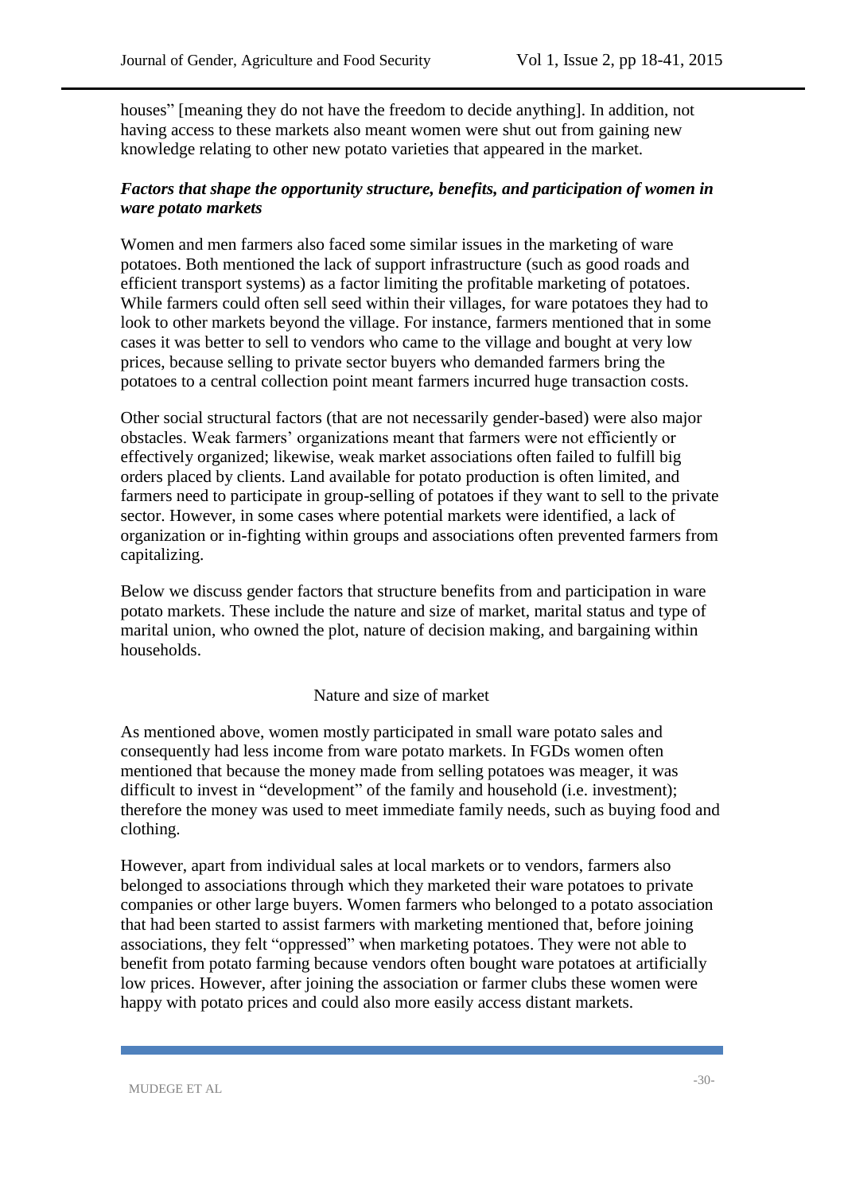houses" [meaning they do not have the freedom to decide anything]. In addition, not having access to these markets also meant women were shut out from gaining new knowledge relating to other new potato varieties that appeared in the market.

### *Factors that shape the opportunity structure, benefits, and participation of women in ware potato markets*

Women and men farmers also faced some similar issues in the marketing of ware potatoes. Both mentioned the lack of support infrastructure (such as good roads and efficient transport systems) as a factor limiting the profitable marketing of potatoes. While farmers could often sell seed within their villages, for ware potatoes they had to look to other markets beyond the village. For instance, farmers mentioned that in some cases it was better to sell to vendors who came to the village and bought at very low prices, because selling to private sector buyers who demanded farmers bring the potatoes to a central collection point meant farmers incurred huge transaction costs.

Other social structural factors (that are not necessarily gender-based) were also major obstacles. Weak farmers' organizations meant that farmers were not efficiently or effectively organized; likewise, weak market associations often failed to fulfill big orders placed by clients. Land available for potato production is often limited, and farmers need to participate in group-selling of potatoes if they want to sell to the private sector. However, in some cases where potential markets were identified, a lack of organization or in-fighting within groups and associations often prevented farmers from capitalizing.

Below we discuss gender factors that structure benefits from and participation in ware potato markets. These include the nature and size of market, marital status and type of marital union, who owned the plot, nature of decision making, and bargaining within households.

#### Nature and size of market

As mentioned above, women mostly participated in small ware potato sales and consequently had less income from ware potato markets. In FGDs women often mentioned that because the money made from selling potatoes was meager, it was difficult to invest in "development" of the family and household (i.e. investment); therefore the money was used to meet immediate family needs, such as buying food and clothing.

However, apart from individual sales at local markets or to vendors, farmers also belonged to associations through which they marketed their ware potatoes to private companies or other large buyers. Women farmers who belonged to a potato association that had been started to assist farmers with marketing mentioned that, before joining associations, they felt "oppressed" when marketing potatoes. They were not able to benefit from potato farming because vendors often bought ware potatoes at artificially low prices. However, after joining the association or farmer clubs these women were happy with potato prices and could also more easily access distant markets.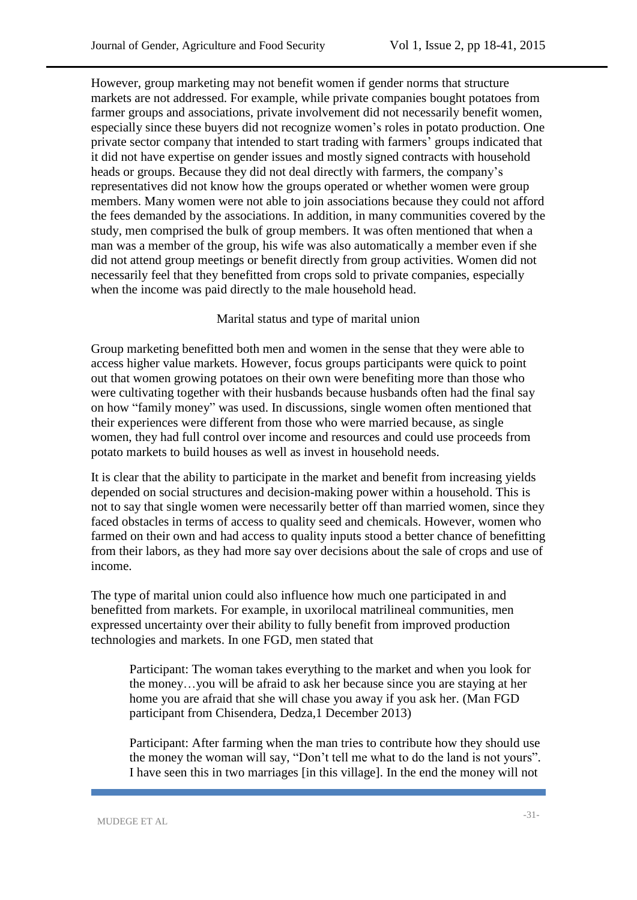However, group marketing may not benefit women if gender norms that structure markets are not addressed. For example, while private companies bought potatoes from farmer groups and associations, private involvement did not necessarily benefit women, especially since these buyers did not recognize women's roles in potato production. One private sector company that intended to start trading with farmers' groups indicated that it did not have expertise on gender issues and mostly signed contracts with household heads or groups. Because they did not deal directly with farmers, the company's representatives did not know how the groups operated or whether women were group members. Many women were not able to join associations because they could not afford the fees demanded by the associations. In addition, in many communities covered by the study, men comprised the bulk of group members. It was often mentioned that when a man was a member of the group, his wife was also automatically a member even if she did not attend group meetings or benefit directly from group activities. Women did not necessarily feel that they benefitted from crops sold to private companies, especially when the income was paid directly to the male household head.

### Marital status and type of marital union

Group marketing benefitted both men and women in the sense that they were able to access higher value markets. However, focus groups participants were quick to point out that women growing potatoes on their own were benefiting more than those who were cultivating together with their husbands because husbands often had the final say on how "family money" was used. In discussions, single women often mentioned that their experiences were different from those who were married because, as single women, they had full control over income and resources and could use proceeds from potato markets to build houses as well as invest in household needs.

It is clear that the ability to participate in the market and benefit from increasing yields depended on social structures and decision-making power within a household. This is not to say that single women were necessarily better off than married women, since they faced obstacles in terms of access to quality seed and chemicals. However, women who farmed on their own and had access to quality inputs stood a better chance of benefitting from their labors, as they had more say over decisions about the sale of crops and use of income.

The type of marital union could also influence how much one participated in and benefitted from markets. For example, in uxorilocal matrilineal communities, men expressed uncertainty over their ability to fully benefit from improved production technologies and markets. In one FGD, men stated that

> Participant: The woman takes everything to the market and when you look for the money…you will be afraid to ask her because since you are staying at her home you are afraid that she will chase you away if you ask her. (Man FGD participant from Chisendera, Dedza,1 December 2013)
>
> Participant: After farming when the man tries to contribute how they should use the money the woman will say, "Don't tell me what to do the land is not yours". I have seen this in two marriages [in this village]. In the end the money will not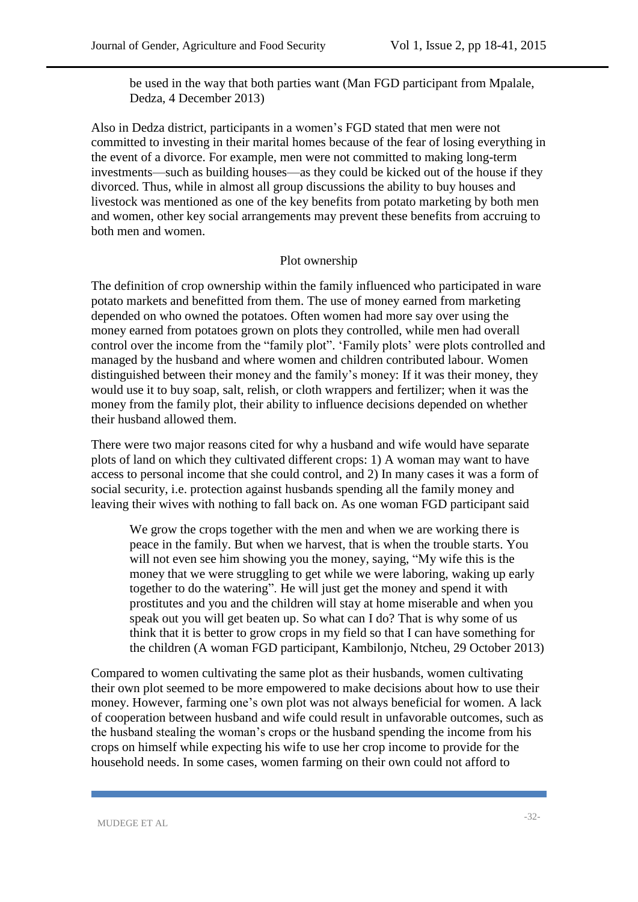> be used in the way that both parties want (Man FGD participant from Mpalale, Dedza, 4 December 2013)

Also in Dedza district, participants in a women's FGD stated that men were not committed to investing in their marital homes because of the fear of losing everything in the event of a divorce. For example, men were not committed to making long-term investments—such as building houses—as they could be kicked out of the house if they divorced. Thus, while in almost all group discussions the ability to buy houses and livestock was mentioned as one of the key benefits from potato marketing by both men and women, other key social arrangements may prevent these benefits from accruing to both men and women.

### Plot ownership

The definition of crop ownership within the family influenced who participated in ware potato markets and benefitted from them. The use of money earned from marketing depended on who owned the potatoes. Often women had more say over using the money earned from potatoes grown on plots they controlled, while men had overall control over the income from the "family plot". 'Family plots' were plots controlled and managed by the husband and where women and children contributed labour. Women distinguished between their money and the family's money: If it was their money, they would use it to buy soap, salt, relish, or cloth wrappers and fertilizer; when it was the money from the family plot, their ability to influence decisions depended on whether their husband allowed them.

There were two major reasons cited for why a husband and wife would have separate plots of land on which they cultivated different crops: 1) A woman may want to have access to personal income that she could control, and 2) In many cases it was a form of social security, i.e. protection against husbands spending all the family money and leaving their wives with nothing to fall back on. As one woman FGD participant said

> We grow the crops together with the men and when we are working there is peace in the family. But when we harvest, that is when the trouble starts. You will not even see him showing you the money, saying, "My wife this is the money that we were struggling to get while we were laboring, waking up early together to do the watering". He will just get the money and spend it with prostitutes and you and the children will stay at home miserable and when you speak out you will get beaten up. So what can I do? That is why some of us think that it is better to grow crops in my field so that I can have something for the children (A woman FGD participant, Kambilonjo, Ntcheu, 29 October 2013)

Compared to women cultivating the same plot as their husbands, women cultivating their own plot seemed to be more empowered to make decisions about how to use their money. However, farming one's own plot was not always beneficial for women. A lack of cooperation between husband and wife could result in unfavorable outcomes, such as the husband stealing the woman's crops or the husband spending the income from his crops on himself while expecting his wife to use her crop income to provide for the household needs. In some cases, women farming on their own could not afford to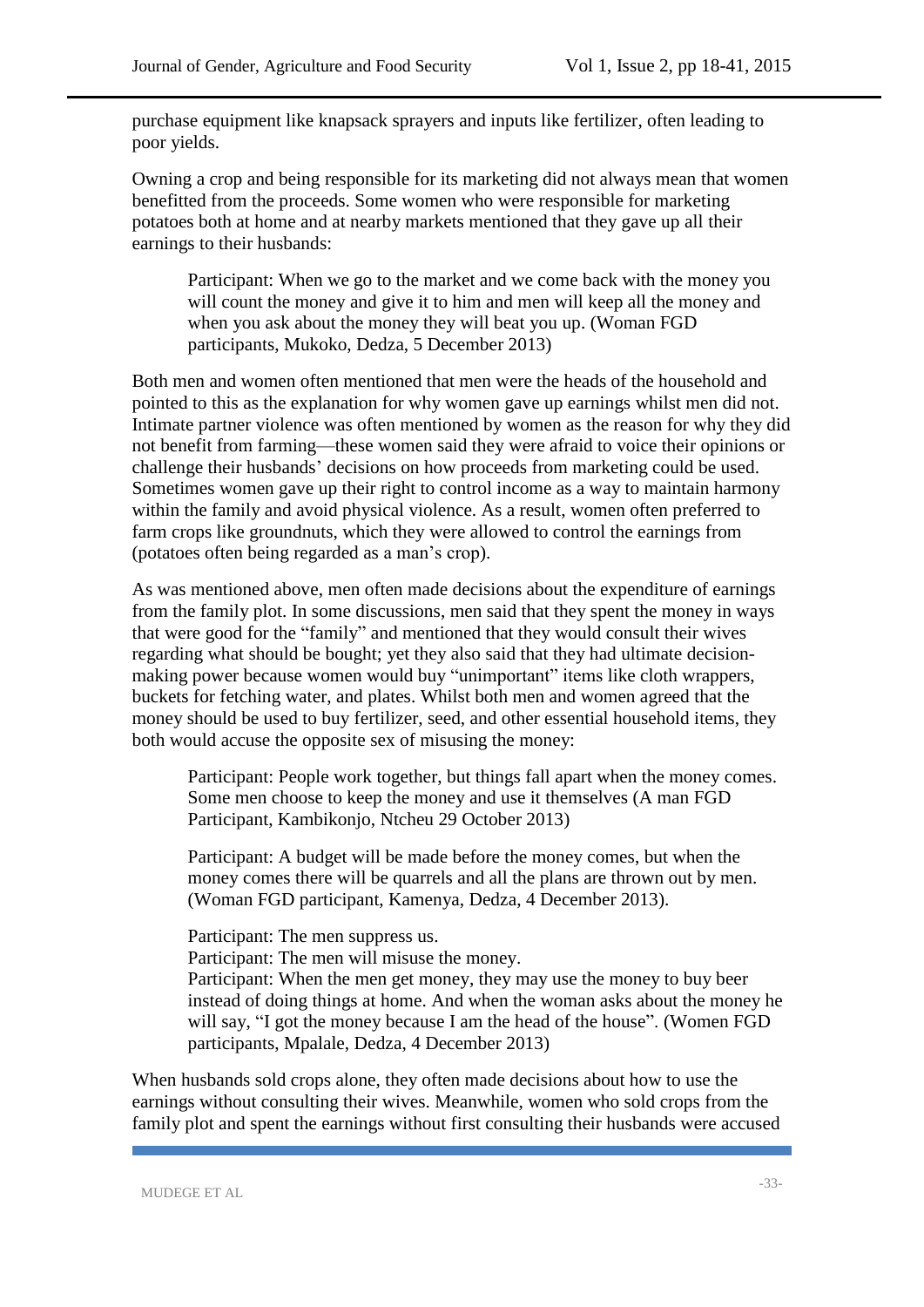purchase equipment like knapsack sprayers and inputs like fertilizer, often leading to poor yields.

Owning a crop and being responsible for its marketing did not always mean that women benefitted from the proceeds. Some women who were responsible for marketing potatoes both at home and at nearby markets mentioned that they gave up all their earnings to their husbands:

> Participant: When we go to the market and we come back with the money you will count the money and give it to him and men will keep all the money and when you ask about the money they will beat you up. (Woman FGD participants, Mukoko, Dedza, 5 December 2013)

Both men and women often mentioned that men were the heads of the household and pointed to this as the explanation for why women gave up earnings whilst men did not. Intimate partner violence was often mentioned by women as the reason for why they did not benefit from farming—these women said they were afraid to voice their opinions or challenge their husbands' decisions on how proceeds from marketing could be used. Sometimes women gave up their right to control income as a way to maintain harmony within the family and avoid physical violence. As a result, women often preferred to farm crops like groundnuts, which they were allowed to control the earnings from (potatoes often being regarded as a man's crop).

As was mentioned above, men often made decisions about the expenditure of earnings from the family plot. In some discussions, men said that they spent the money in ways that were good for the "family" and mentioned that they would consult their wives regarding what should be bought; yet they also said that they had ultimate decision-making power because women would buy "unimportant" items like cloth wrappers, buckets for fetching water, and plates. Whilst both men and women agreed that the money should be used to buy fertilizer, seed, and other essential household items, they both would accuse the opposite sex of misusing the money:

> Participant: People work together, but things fall apart when the money comes. Some men choose to keep the money and use it themselves (A man FGD Participant, Kambikonjo, Ntcheu 29 October 2013)

> Participant: A budget will be made before the money comes, but when the money comes there will be quarrels and all the plans are thrown out by men. (Woman FGD participant, Kamenya, Dedza, 4 December 2013).

> Participant: The men suppress us.
> Participant: The men will misuse the money.
> Participant: When the men get money, they may use the money to buy beer instead of doing things at home. And when the woman asks about the money he will say, "I got the money because I am the head of the house". (Women FGD participants, Mpalale, Dedza, 4 December 2013)

When husbands sold crops alone, they often made decisions about how to use the earnings without consulting their wives. Meanwhile, women who sold crops from the family plot and spent the earnings without first consulting their husbands were accused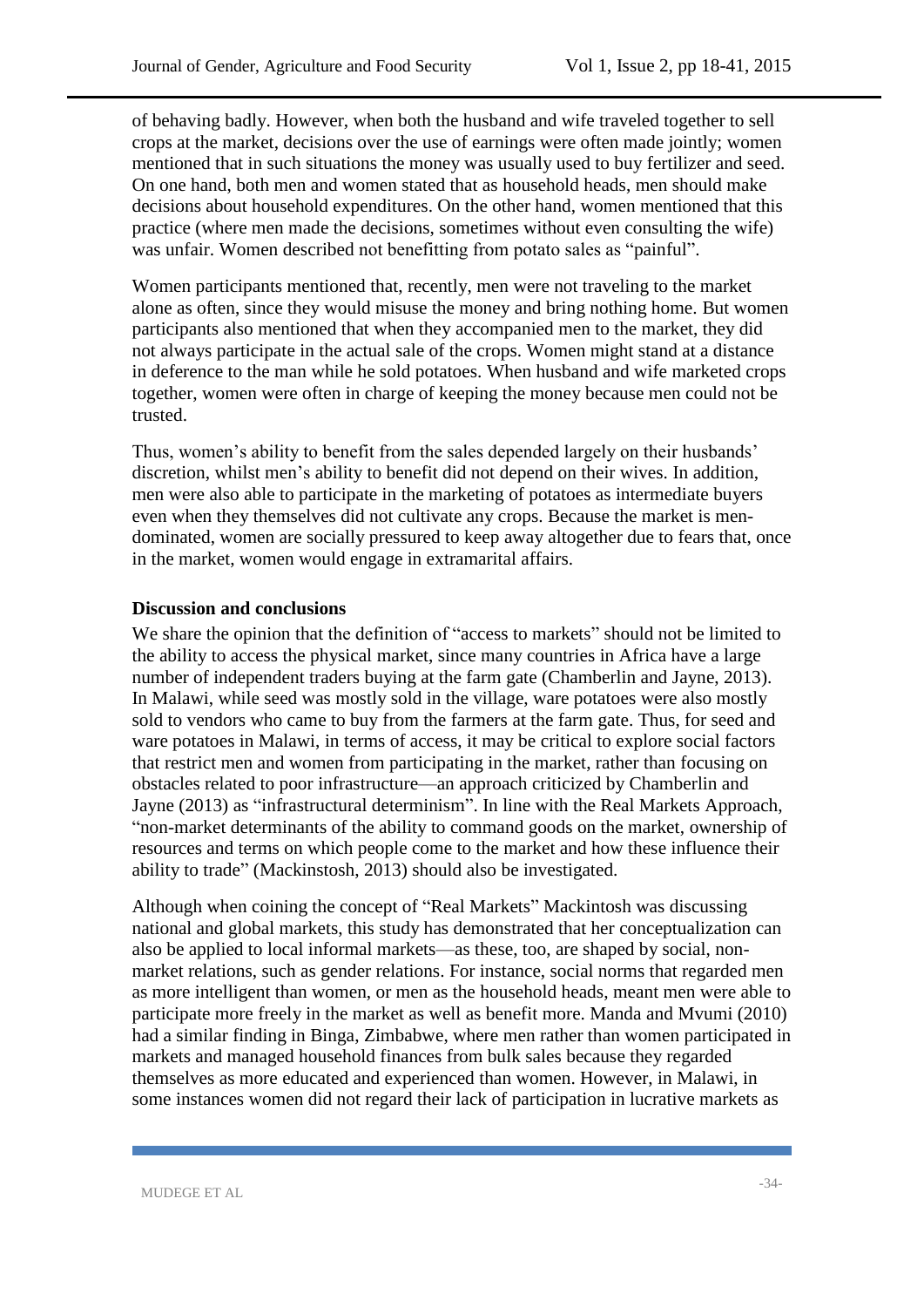of behaving badly. However, when both the husband and wife traveled together to sell crops at the market, decisions over the use of earnings were often made jointly; women mentioned that in such situations the money was usually used to buy fertilizer and seed. On one hand, both men and women stated that as household heads, men should make decisions about household expenditures. On the other hand, women mentioned that this practice (where men made the decisions, sometimes without even consulting the wife) was unfair. Women described not benefitting from potato sales as "painful".

Women participants mentioned that, recently, men were not traveling to the market alone as often, since they would misuse the money and bring nothing home. But women participants also mentioned that when they accompanied men to the market, they did not always participate in the actual sale of the crops. Women might stand at a distance in deference to the man while he sold potatoes. When husband and wife marketed crops together, women were often in charge of keeping the money because men could not be trusted.

Thus, women's ability to benefit from the sales depended largely on their husbands' discretion, whilst men's ability to benefit did not depend on their wives. In addition, men were also able to participate in the marketing of potatoes as intermediate buyers even when they themselves did not cultivate any crops. Because the market is men-dominated, women are socially pressured to keep away altogether due to fears that, once in the market, women would engage in extramarital affairs.

## Discussion and conclusions

We share the opinion that the definition of "access to markets" should not be limited to the ability to access the physical market, since many countries in Africa have a large number of independent traders buying at the farm gate (Chamberlin and Jayne, 2013). In Malawi, while seed was mostly sold in the village, ware potatoes were also mostly sold to vendors who came to buy from the farmers at the farm gate. Thus, for seed and ware potatoes in Malawi, in terms of access, it may be critical to explore social factors that restrict men and women from participating in the market, rather than focusing on obstacles related to poor infrastructure—an approach criticized by Chamberlin and Jayne (2013) as "infrastructural determinism". In line with the Real Markets Approach, "non-market determinants of the ability to command goods on the market, ownership of resources and terms on which people come to the market and how these influence their ability to trade" (Mackinstosh, 2013) should also be investigated.

Although when coining the concept of "Real Markets" Mackintosh was discussing national and global markets, this study has demonstrated that her conceptualization can also be applied to local informal markets—as these, too, are shaped by social, non-market relations, such as gender relations. For instance, social norms that regarded men as more intelligent than women, or men as the household heads, meant men were able to participate more freely in the market as well as benefit more. Manda and Mvumi (2010) had a similar finding in Binga, Zimbabwe, where men rather than women participated in markets and managed household finances from bulk sales because they regarded themselves as more educated and experienced than women. However, in Malawi, in some instances women did not regard their lack of participation in lucrative markets as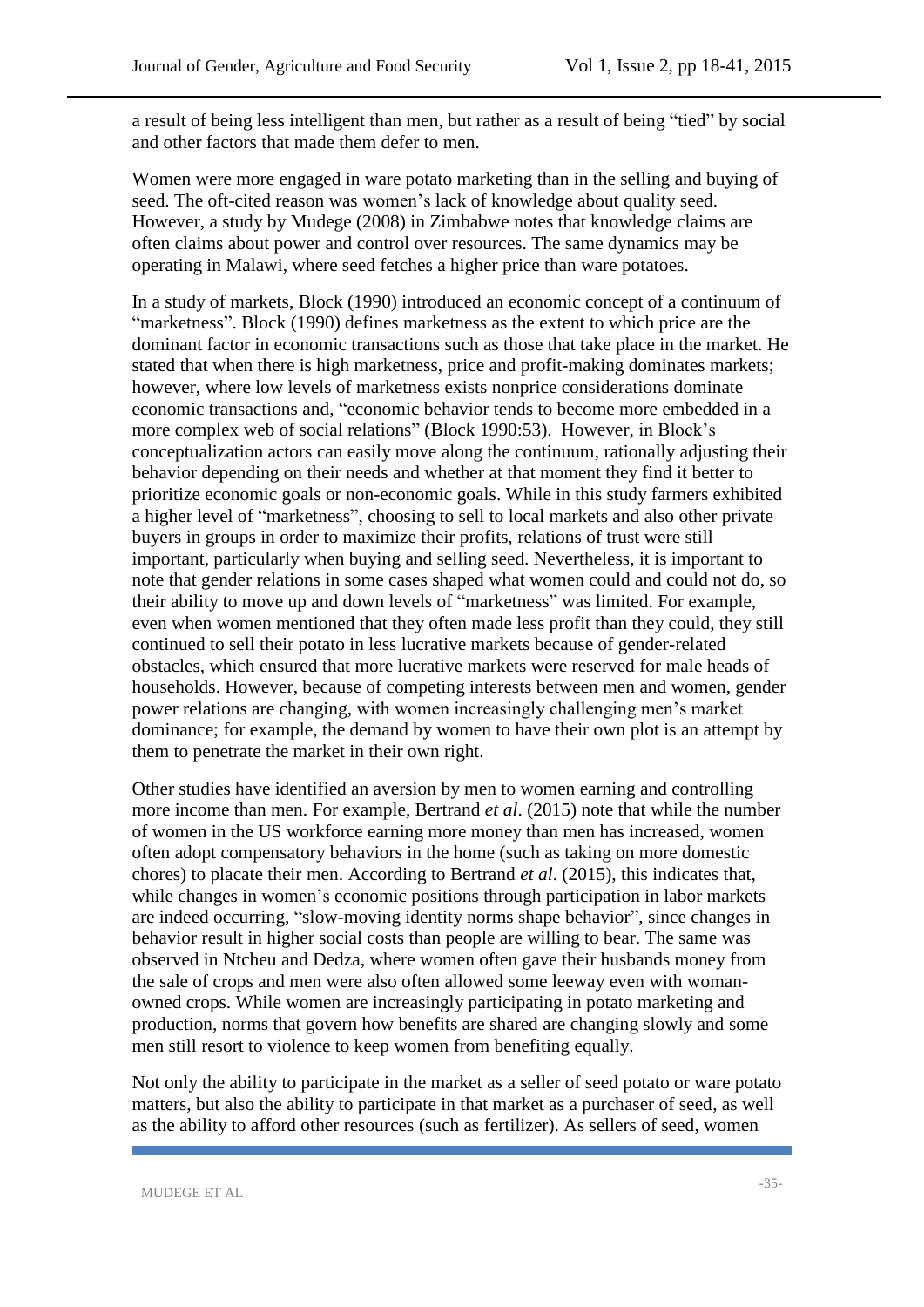a result of being less intelligent than men, but rather as a result of being "tied" by social and other factors that made them defer to men.

Women were more engaged in ware potato marketing than in the selling and buying of seed. The oft-cited reason was women's lack of knowledge about quality seed. However, a study by Mudege (2008) in Zimbabwe notes that knowledge claims are often claims about power and control over resources. The same dynamics may be operating in Malawi, where seed fetches a higher price than ware potatoes.

In a study of markets, Block (1990) introduced an economic concept of a continuum of "marketness". Block (1990) defines marketness as the extent to which price are the dominant factor in economic transactions such as those that take place in the market. He stated that when there is high marketness, price and profit-making dominates markets; however, where low levels of marketness exists nonprice considerations dominate economic transactions and, "economic behavior tends to become more embedded in a more complex web of social relations" (Block 1990:53). However, in Block's conceptualization actors can easily move along the continuum, rationally adjusting their behavior depending on their needs and whether at that moment they find it better to prioritize economic goals or non-economic goals. While in this study farmers exhibited a higher level of "marketness", choosing to sell to local markets and also other private buyers in groups in order to maximize their profits, relations of trust were still important, particularly when buying and selling seed. Nevertheless, it is important to note that gender relations in some cases shaped what women could and could not do, so their ability to move up and down levels of "marketness" was limited. For example, even when women mentioned that they often made less profit than they could, they still continued to sell their potato in less lucrative markets because of gender-related obstacles, which ensured that more lucrative markets were reserved for male heads of households. However, because of competing interests between men and women, gender power relations are changing, with women increasingly challenging men's market dominance; for example, the demand by women to have their own plot is an attempt by them to penetrate the market in their own right.

Other studies have identified an aversion by men to women earning and controlling more income than men. For example, Bertrand *et al*. (2015) note that while the number of women in the US workforce earning more money than men has increased, women often adopt compensatory behaviors in the home (such as taking on more domestic chores) to placate their men. According to Bertrand *et al*. (2015), this indicates that, while changes in women's economic positions through participation in labor markets are indeed occurring, "slow-moving identity norms shape behavior", since changes in behavior result in higher social costs than people are willing to bear. The same was observed in Ntcheu and Dedza, where women often gave their husbands money from the sale of crops and men were also often allowed some leeway even with woman-owned crops. While women are increasingly participating in potato marketing and production, norms that govern how benefits are shared are changing slowly and some men still resort to violence to keep women from benefiting equally.

Not only the ability to participate in the market as a seller of seed potato or ware potato matters, but also the ability to participate in that market as a purchaser of seed, as well as the ability to afford other resources (such as fertilizer). As sellers of seed, women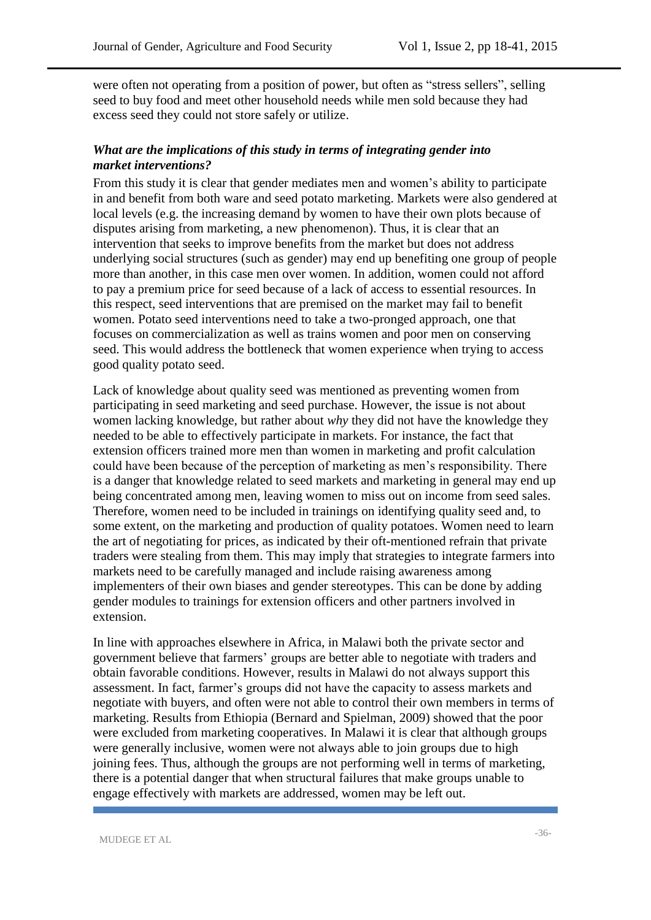were often not operating from a position of power, but often as “stress sellers”, selling seed to buy food and meet other household needs while men sold because they had excess seed they could not store safely or utilize.

***What are the implications of this study in terms of integrating gender into market interventions?***

From this study it is clear that gender mediates men and women’s ability to participate in and benefit from both ware and seed potato marketing. Markets were also gendered at local levels (e.g. the increasing demand by women to have their own plots because of disputes arising from marketing, a new phenomenon). Thus, it is clear that an intervention that seeks to improve benefits from the market but does not address underlying social structures (such as gender) may end up benefiting one group of people more than another, in this case men over women. In addition, women could not afford to pay a premium price for seed because of a lack of access to essential resources. In this respect, seed interventions that are premised on the market may fail to benefit women. Potato seed interventions need to take a two-pronged approach, one that focuses on commercialization as well as trains women and poor men on conserving seed. This would address the bottleneck that women experience when trying to access good quality potato seed.

Lack of knowledge about quality seed was mentioned as preventing women from participating in seed marketing and seed purchase. However, the issue is not about women lacking knowledge, but rather about *why* they did not have the knowledge they needed to be able to effectively participate in markets. For instance, the fact that extension officers trained more men than women in marketing and profit calculation could have been because of the perception of marketing as men’s responsibility. There is a danger that knowledge related to seed markets and marketing in general may end up being concentrated among men, leaving women to miss out on income from seed sales. Therefore, women need to be included in trainings on identifying quality seed and, to some extent, on the marketing and production of quality potatoes. Women need to learn the art of negotiating for prices, as indicated by their oft-mentioned refrain that private traders were stealing from them. This may imply that strategies to integrate farmers into markets need to be carefully managed and include raising awareness among implementers of their own biases and gender stereotypes. This can be done by adding gender modules to trainings for extension officers and other partners involved in extension.

In line with approaches elsewhere in Africa, in Malawi both the private sector and government believe that farmers’ groups are better able to negotiate with traders and obtain favorable conditions. However, results in Malawi do not always support this assessment. In fact, farmer’s groups did not have the capacity to assess markets and negotiate with buyers, and often were not able to control their own members in terms of marketing. Results from Ethiopia (Bernard and Spielman, 2009) showed that the poor were excluded from marketing cooperatives. In Malawi it is clear that although groups were generally inclusive, women were not always able to join groups due to high joining fees. Thus, although the groups are not performing well in terms of marketing, there is a potential danger that when structural failures that make groups unable to engage effectively with markets are addressed, women may be left out.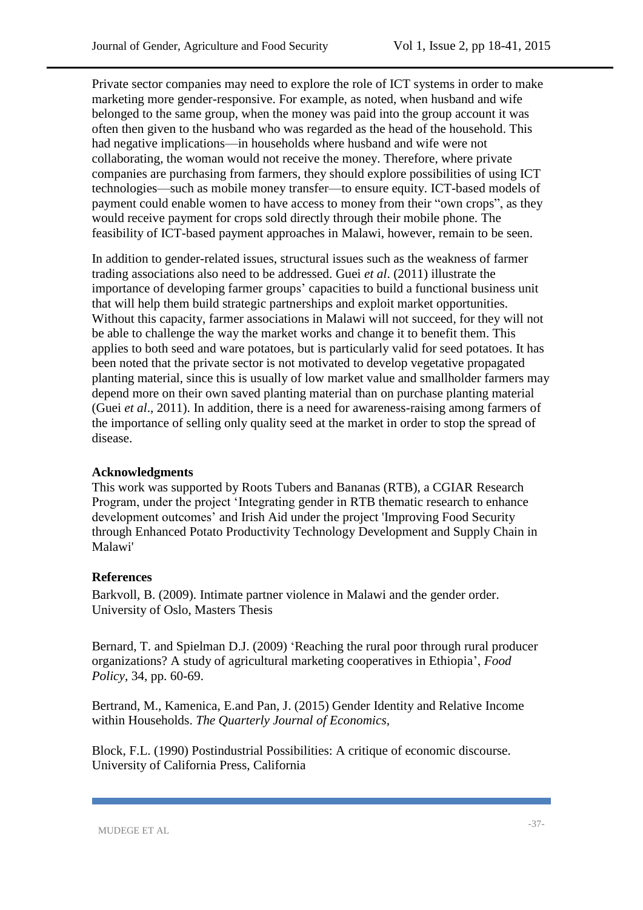Private sector companies may need to explore the role of ICT systems in order to make marketing more gender-responsive. For example, as noted, when husband and wife belonged to the same group, when the money was paid into the group account it was often then given to the husband who was regarded as the head of the household. This had negative implications—in households where husband and wife were not collaborating, the woman would not receive the money. Therefore, where private companies are purchasing from farmers, they should explore possibilities of using ICT technologies—such as mobile money transfer—to ensure equity. ICT-based models of payment could enable women to have access to money from their "own crops", as they would receive payment for crops sold directly through their mobile phone. The feasibility of ICT-based payment approaches in Malawi, however, remain to be seen.

In addition to gender-related issues, structural issues such as the weakness of farmer trading associations also need to be addressed. Guei *et al*. (2011) illustrate the importance of developing farmer groups' capacities to build a functional business unit that will help them build strategic partnerships and exploit market opportunities. Without this capacity, farmer associations in Malawi will not succeed, for they will not be able to challenge the way the market works and change it to benefit them. This applies to both seed and ware potatoes, but is particularly valid for seed potatoes. It has been noted that the private sector is not motivated to develop vegetative propagated planting material, since this is usually of low market value and smallholder farmers may depend more on their own saved planting material than on purchase planting material (Guei *et al*., 2011). In addition, there is a need for awareness-raising among farmers of the importance of selling only quality seed at the market in order to stop the spread of disease.

## Acknowledgments

This work was supported by Roots Tubers and Bananas (RTB), a CGIAR Research Program, under the project 'Integrating gender in RTB thematic research to enhance development outcomes' and Irish Aid under the project 'Improving Food Security through Enhanced Potato Productivity Technology Development and Supply Chain in Malawi'

## References

Barkvoll, B. (2009). Intimate partner violence in Malawi and the gender order. University of Oslo, Masters Thesis

Bernard, T. and Spielman D.J. (2009) 'Reaching the rural poor through rural producer organizations? A study of agricultural marketing cooperatives in Ethiopia', *Food Policy*, 34, pp. 60-69.

Bertrand, M., Kamenica, E.and Pan, J. (2015) Gender Identity and Relative Income within Households. *The Quarterly Journal of Economics,*

Block, F.L. (1990) Postindustrial Possibilities: A critique of economic discourse. University of California Press, California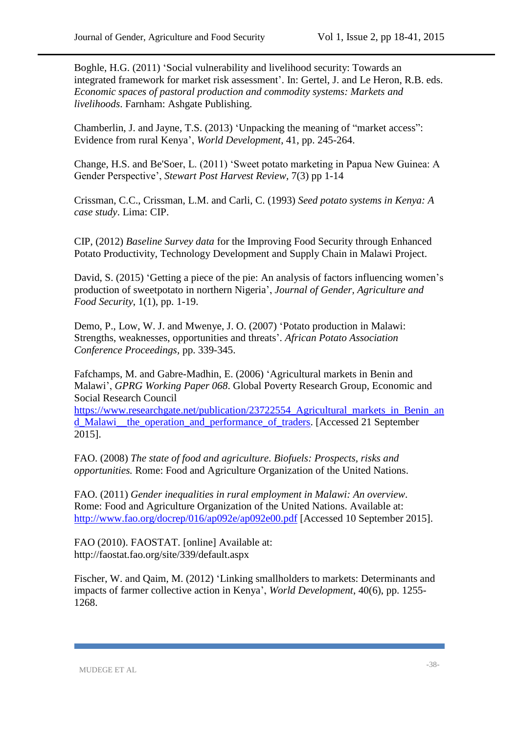Boghle, H.G. (2011) ‘Social vulnerability and livelihood security: Towards an integrated framework for market risk assessment’. In: Gertel, J. and Le Heron, R.B. eds. *Economic spaces of pastoral production and commodity systems: Markets and livelihoods*. Farnham: Ashgate Publishing.

Chamberlin, J. and Jayne, T.S. (2013) ‘Unpacking the meaning of “market access”: Evidence from rural Kenya’, *World Development*, 41, pp. 245-264.

Change, H.S. and Be'Soer, L. (2011) ‘Sweet potato marketing in Papua New Guinea: A Gender Perspective’, *Stewart Post Harvest Review*, 7(3) pp 1-14

Crissman, C.C., Crissman, L.M. and Carli, C. (1993) *Seed potato systems in Kenya: A case study*. Lima: CIP.

CIP, (2012) *Baseline Survey data* for the Improving Food Security through Enhanced Potato Productivity, Technology Development and Supply Chain in Malawi Project.

David, S. (2015) ‘Getting a piece of the pie: An analysis of factors influencing women’s production of sweetpotato in northern Nigeria’, *Journal of Gender, Agriculture and Food Security*, 1(1), pp. 1-19.

Demo, P., Low, W. J. and Mwenye, J. O. (2007) ‘Potato production in Malawi: Strengths, weaknesses, opportunities and threats’. *African Potato Association Conference Proceedings*, pp. 339-345.

Fafchamps, M. and Gabre-Madhin, E. (2006) ‘Agricultural markets in Benin and Malawi’, *GPRG Working Paper 068*. Global Poverty Research Group, Economic and Social Research Council https://www.researchgate.net/publication/23722554_Agricultural_markets_in_Benin_and_Malawi__the_operation_and_performance_of_traders. [Accessed 21 September 2015].

FAO. (2008) *The state of food and agriculture. Biofuels: Prospects, risks and opportunities.* Rome: Food and Agriculture Organization of the United Nations.

FAO. (2011) *Gender inequalities in rural employment in Malawi: An overview*. Rome: Food and Agriculture Organization of the United Nations. Available at: http://www.fao.org/docrep/016/ap092e/ap092e00.pdf [Accessed 10 September 2015].

FAO (2010). FAOSTAT. [online] Available at: http://faostat.fao.org/site/339/default.aspx

Fischer, W. and Qaim, M. (2012) ‘Linking smallholders to markets: Determinants and impacts of farmer collective action in Kenya’, *World Development*, 40(6), pp. 1255-1268.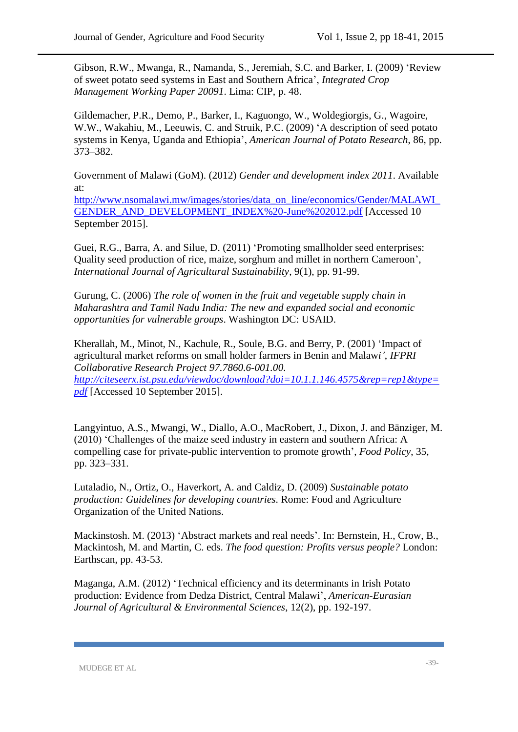Gibson, R.W., Mwanga, R., Namanda, S., Jeremiah, S.C. and Barker, I. (2009) 'Review of sweet potato seed systems in East and Southern Africa', *Integrated Crop Management Working Paper 20091*. Lima: CIP, p. 48.

Gildemacher, P.R., Demo, P., Barker, I., Kaguongo, W., Woldegiorgis, G., Wagoire, W.W., Wakahiu, M., Leeuwis, C. and Struik, P.C. (2009) 'A description of seed potato systems in Kenya, Uganda and Ethiopia', *American Journal of Potato Research*, 86, pp. 373–382.

Government of Malawi (GoM). (2012) *Gender and development index 2011*. Available at: [http://www.nsomalawi.mw/images/stories/data_on_line/economics/Gender/MALAWI_GENDER_AND_DEVELOPMENT_INDEX%20-June%202012.pdf](http://www.nsomalawi.mw/images/stories/data_on_line/economics/Gender/MALAWI_GENDER_AND_DEVELOPMENT_INDEX%20-June%202012.pdf) [Accessed 10 September 2015].

Guei, R.G., Barra, A. and Silue, D. (2011) 'Promoting smallholder seed enterprises: Quality seed production of rice, maize, sorghum and millet in northern Cameroon', *International Journal of Agricultural Sustainability*, 9(1), pp. 91-99.

Gurung, C. (2006) *The role of women in the fruit and vegetable supply chain in Maharashtra and Tamil Nadu India: The new and expanded social and economic opportunities for vulnerable groups*. Washington DC: USAID.

Kherallah, M., Minot, N., Kachule, R., Soule, B.G. and Berry, P. (2001) 'Impact of agricultural market reforms on small holder farmers in Benin and Malawi', *IFPRI Collaborative Research Project 97.7860.6-001.00*. [*http://citeseerx.ist.psu.edu/viewdoc/download?doi=10.1.1.146.4575&rep=rep1&type=pdf*](http://citeseerx.ist.psu.edu/viewdoc/download?doi=10.1.1.146.4575&rep=rep1&type=pdf) [Accessed 10 September 2015].

Langyintuo, A.S., Mwangi, W., Diallo, A.O., MacRobert, J., Dixon, J. and Bänziger, M. (2010) 'Challenges of the maize seed industry in eastern and southern Africa: A compelling case for private-public intervention to promote growth', *Food Policy*, 35, pp. 323–331.

Lutaladio, N., Ortiz, O., Haverkort, A. and Caldiz, D. (2009) *Sustainable potato production: Guidelines for developing countries*. Rome: Food and Agriculture Organization of the United Nations.

Mackinstosh. M. (2013) 'Abstract markets and real needs'. In: Bernstein, H., Crow, B., Mackintosh, M. and Martin, C. eds. *The food question: Profits versus people?* London: Earthscan, pp. 43-53.

Maganga, A.M. (2012) 'Technical efficiency and its determinants in Irish Potato production: Evidence from Dedza District, Central Malawi', *American-Eurasian Journal of Agricultural & Environmental Sciences*, 12(2), pp. 192-197.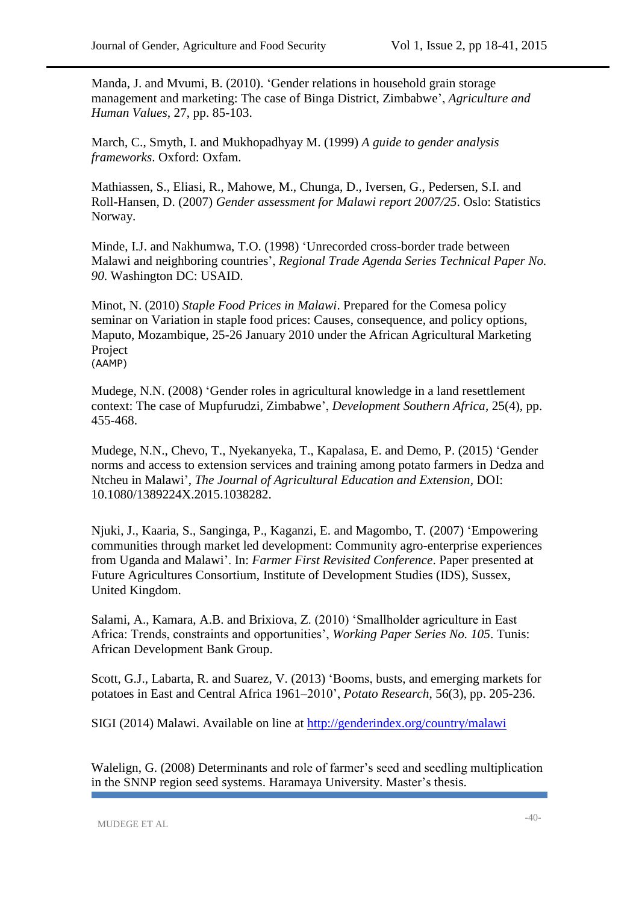Manda, J. and Mvumi, B. (2010). 'Gender relations in household grain storage management and marketing: The case of Binga District, Zimbabwe', *Agriculture and Human Values*, 27, pp. 85-103.

March, C., Smyth, I. and Mukhopadhyay M. (1999) *A guide to gender analysis frameworks*. Oxford: Oxfam.

Mathiassen, S., Eliasi, R., Mahowe, M., Chunga, D., Iversen, G., Pedersen, S.I. and Roll-Hansen, D. (2007) *Gender assessment for Malawi report 2007/25*. Oslo: Statistics Norway.

Minde, I.J. and Nakhumwa, T.O. (1998) 'Unrecorded cross-border trade between Malawi and neighboring countries', *Regional Trade Agenda Series Technical Paper No. 90*. Washington DC: USAID.

Minot, N. (2010) *Staple Food Prices in Malawi*. Prepared for the Comesa policy seminar on Variation in staple food prices: Causes, consequence, and policy options, Maputo, Mozambique, 25-26 January 2010 under the African Agricultural Marketing Project (AAMP)

Mudege, N.N. (2008) 'Gender roles in agricultural knowledge in a land resettlement context: The case of Mupfurudzi, Zimbabwe', *Development Southern Africa*, 25(4), pp. 455-468.

Mudege, N.N., Chevo, T., Nyekanyeka, T., Kapalasa, E. and Demo, P. (2015) 'Gender norms and access to extension services and training among potato farmers in Dedza and Ntcheu in Malawi', *The Journal of Agricultural Education and Extension*, DOI: 10.1080/1389224X.2015.1038282.

Njuki, J., Kaaria, S., Sanginga, P., Kaganzi, E. and Magombo, T. (2007) 'Empowering communities through market led development: Community agro-enterprise experiences from Uganda and Malawi'. In: *Farmer First Revisited Conference*. Paper presented at Future Agricultures Consortium, Institute of Development Studies (IDS), Sussex, United Kingdom.

Salami, A., Kamara, A.B. and Brixiova, Z. (2010) 'Smallholder agriculture in East Africa: Trends, constraints and opportunities', *Working Paper Series No. 105*. Tunis: African Development Bank Group.

Scott, G.J., Labarta, R. and Suarez, V. (2013) 'Booms, busts, and emerging markets for potatoes in East and Central Africa 1961–2010', *Potato Research*, 56(3), pp. 205-236.

SIGI (2014) Malawi. Available on line at http://genderindex.org/country/malawi

Walelign, G. (2008) Determinants and role of farmer's seed and seedling multiplication in the SNNP region seed systems. Haramaya University. Master's thesis.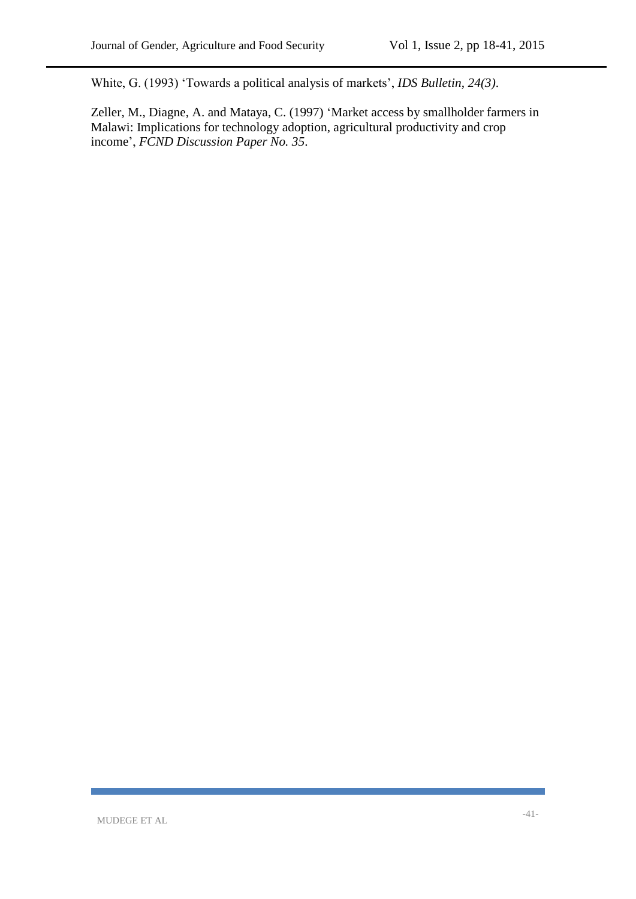White, G. (1993) 'Towards a political analysis of markets', *IDS Bulletin*, *24(3)*.

Zeller, M., Diagne, A. and Mataya, C. (1997) 'Market access by smallholder farmers in Malawi: Implications for technology adoption, agricultural productivity and crop income', *FCND Discussion Paper No. 35*.